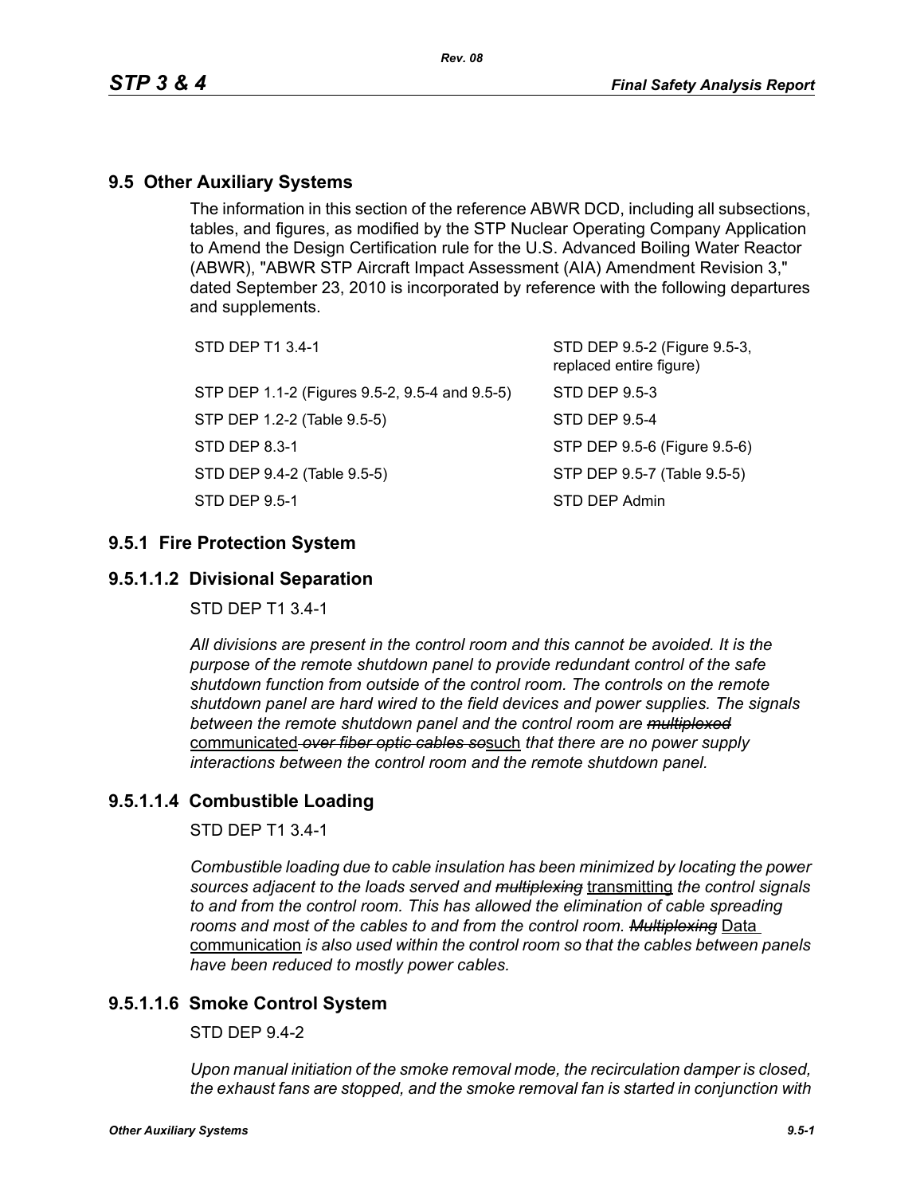## 9.5 Other Auxiliary Systems

The information in this section of the reference ABWR DCD, including all subsections, tables, and figures, as modified by the STP Nuclear Operating Company Application to Amend the Design Certification rule for the U.S. Advanced Boiling Water Reactor (ABWR), "ABWR STP Aircraft Impact Assessment (AIA) Amendment Revision 3," dated September 23, 2010 is incorporated by reference with the following departures and supplements.

| | |
|---|---|
| STD DEP T1 3.4-1 | STD DEP 9.5-2 (Figure 9.5-3, replaced entire figure) |
| STP DEP 1.1-2 (Figures 9.5-2, 9.5-4 and 9.5-5) | STD DEP 9.5-3 |
| STP DEP 1.2-2 (Table 9.5-5) | STD DEP 9.5-4 |
| STD DEP 8.3-1 | STP DEP 9.5-6 (Figure 9.5-6) |
| STD DEP 9.4-2 (Table 9.5-5) | STP DEP 9.5-7 (Table 9.5-5) |
| STD DEP 9.5-1 | STD DEP Admin |

### 9.5.1 Fire Protection System

### 9.5.1.1.2 Divisional Separation

STD DEP T1 3.4-1

*All divisions are present in the control room and this cannot be avoided. It is the purpose of the remote shutdown panel to provide redundant control of the safe shutdown function from outside of the control room. The controls on the remote shutdown panel are hard wired to the field devices and power supplies. The signals between the remote shutdown panel and the control room are* ~~*multiplexed*~~ communicated ~~*over fiber optic cables so*~~such *that there are no power supply interactions between the control room and the remote shutdown panel.*

### 9.5.1.1.4 Combustible Loading

STD DEP T1 3.4-1

*Combustible loading due to cable insulation has been minimized by locating the power sources adjacent to the loads served and* ~~*multiplexing*~~ transmitting *the control signals to and from the control room. This has allowed the elimination of cable spreading rooms and most of the cables to and from the control room.* ~~*Multiplexing*~~ Data communication *is also used within the control room so that the cables between panels have been reduced to mostly power cables.*

### 9.5.1.1.6 Smoke Control System

STD DEP 9.4-2

*Upon manual initiation of the smoke removal mode, the recirculation damper is closed, the exhaust fans are stopped, and the smoke removal fan is started in conjunction with*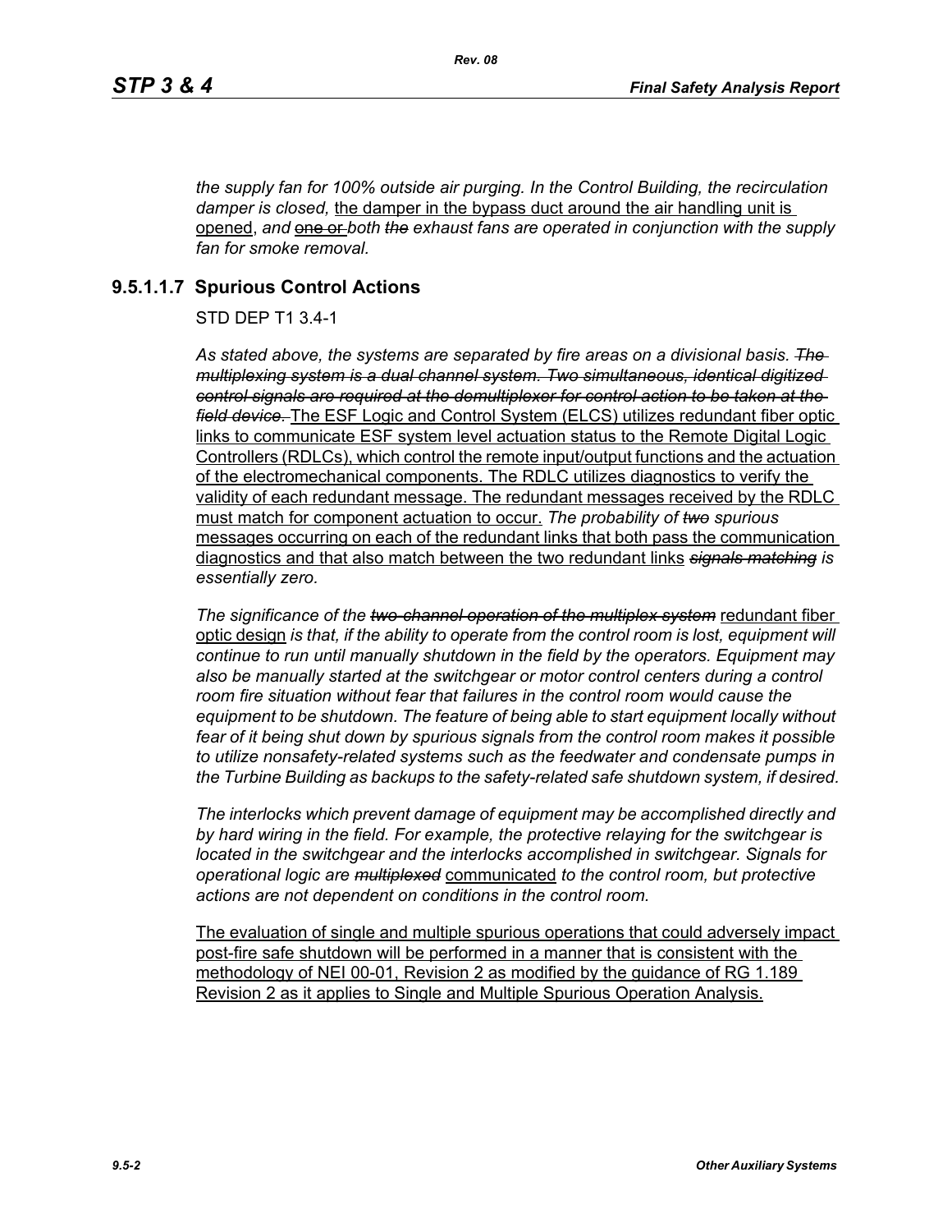*the supply fan for 100% outside air purging. In the Control Building, the recirculation damper is closed,* the damper in the bypass duct around the air handling unit is opened, *and* ~~one or~~ *both* ~~*the*~~ *exhaust fans are operated in conjunction with the supply fan for smoke removal.*

### 9.5.1.1.7 Spurious Control Actions

STD DEP T1 3.4-1

*As stated above, the systems are separated by fire areas on a divisional basis.* ~~*The multiplexing system is a dual channel system. Two simultaneous, identical digitized control signals are required at the demultiplexer for control action to be taken at the field device.*~~ The ESF Logic and Control System (ELCS) utilizes redundant fiber optic links to communicate ESF system level actuation status to the Remote Digital Logic Controllers (RDLCs), which control the remote input/output functions and the actuation of the electromechanical components. The RDLC utilizes diagnostics to verify the validity of each redundant message. The redundant messages received by the RDLC must match for component actuation to occur. *The probability of* ~~*two*~~ *spurious* messages occurring on each of the redundant links that both pass the communication diagnostics and that also match between the two redundant links ~~*signals matching*~~ *is essentially zero.*

*The significance of the* ~~*two-channel operation of the multiplex system*~~ redundant fiber optic design *is that, if the ability to operate from the control room is lost, equipment will continue to run until manually shutdown in the field by the operators. Equipment may also be manually started at the switchgear or motor control centers during a control room fire situation without fear that failures in the control room would cause the equipment to be shutdown. The feature of being able to start equipment locally without fear of it being shut down by spurious signals from the control room makes it possible to utilize nonsafety-related systems such as the feedwater and condensate pumps in the Turbine Building as backups to the safety-related safe shutdown system, if desired.*

*The interlocks which prevent damage of equipment may be accomplished directly and by hard wiring in the field. For example, the protective relaying for the switchgear is located in the switchgear and the interlocks accomplished in switchgear. Signals for operational logic are* ~~*multiplexed*~~ communicated *to the control room, but protective actions are not dependent on conditions in the control room.*

The evaluation of single and multiple spurious operations that could adversely impact post-fire safe shutdown will be performed in a manner that is consistent with the methodology of NEI 00-01, Revision 2 as modified by the guidance of RG 1.189 Revision 2 as it applies to Single and Multiple Spurious Operation Analysis.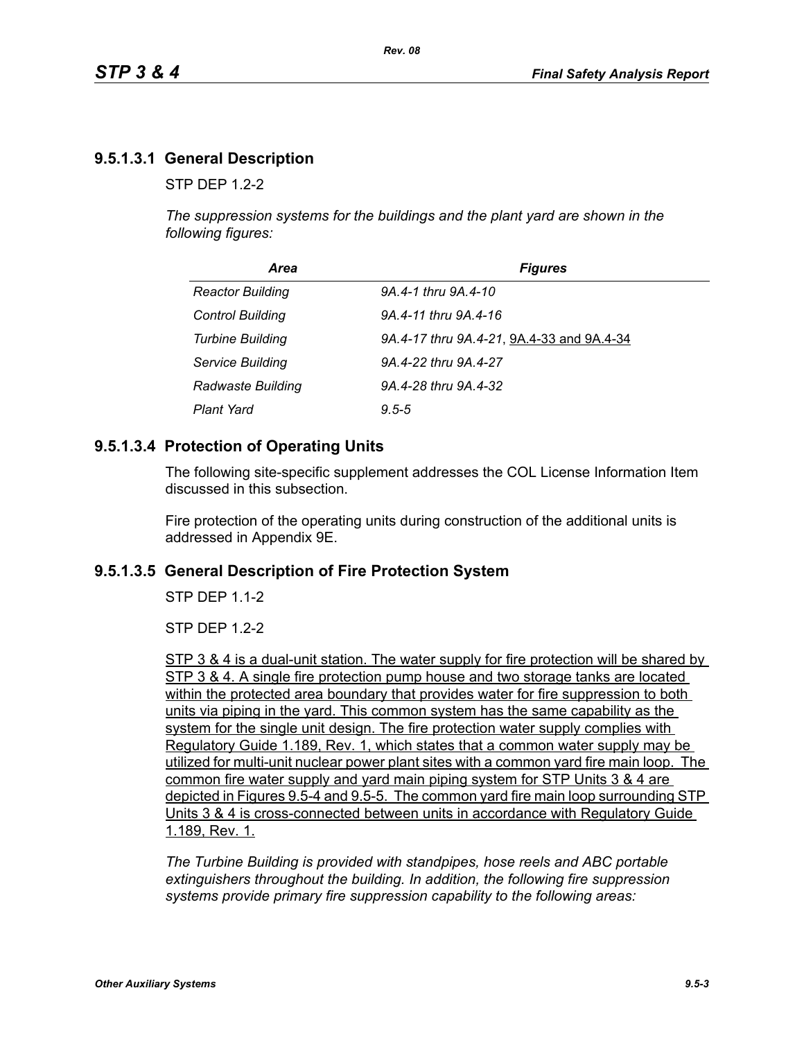### 9.5.1.3.1 General Description

STP DEP 1.2-2

*The suppression systems for the buildings and the plant yard are shown in the following figures:*

| *Area* | *Figures* |
|---|---|
| *Reactor Building* | *9A.4-1 thru 9A.4-10* |
| *Control Building* | *9A.4-11 thru 9A.4-16* |
| *Turbine Building* | *9A.4-17 thru 9A.4-21*, 9A.4-33 and 9A.4-34 |
| *Service Building* | *9A.4-22 thru 9A.4-27* |
| *Radwaste Building* | *9A.4-28 thru 9A.4-32* |
| *Plant Yard* | *9.5-5* |

### 9.5.1.3.4 Protection of Operating Units

The following site-specific supplement addresses the COL License Information Item discussed in this subsection.

Fire protection of the operating units during construction of the additional units is addressed in Appendix 9E.

### 9.5.1.3.5 General Description of Fire Protection System

STP DEP 1.1-2

STP DEP 1.2-2

STP 3 & 4 is a dual-unit station. The water supply for fire protection will be shared by STP 3 & 4. A single fire protection pump house and two storage tanks are located within the protected area boundary that provides water for fire suppression to both units via piping in the yard. This common system has the same capability as the system for the single unit design. The fire protection water supply complies with Regulatory Guide 1.189, Rev. 1, which states that a common water supply may be utilized for multi-unit nuclear power plant sites with a common yard fire main loop. The common fire water supply and yard main piping system for STP Units 3 & 4 are depicted in Figures 9.5-4 and 9.5-5. The common yard fire main loop surrounding STP Units 3 & 4 is cross-connected between units in accordance with Regulatory Guide 1.189, Rev. 1.

*The Turbine Building is provided with standpipes, hose reels and ABC portable extinguishers throughout the building. In addition, the following fire suppression systems provide primary fire suppression capability to the following areas:*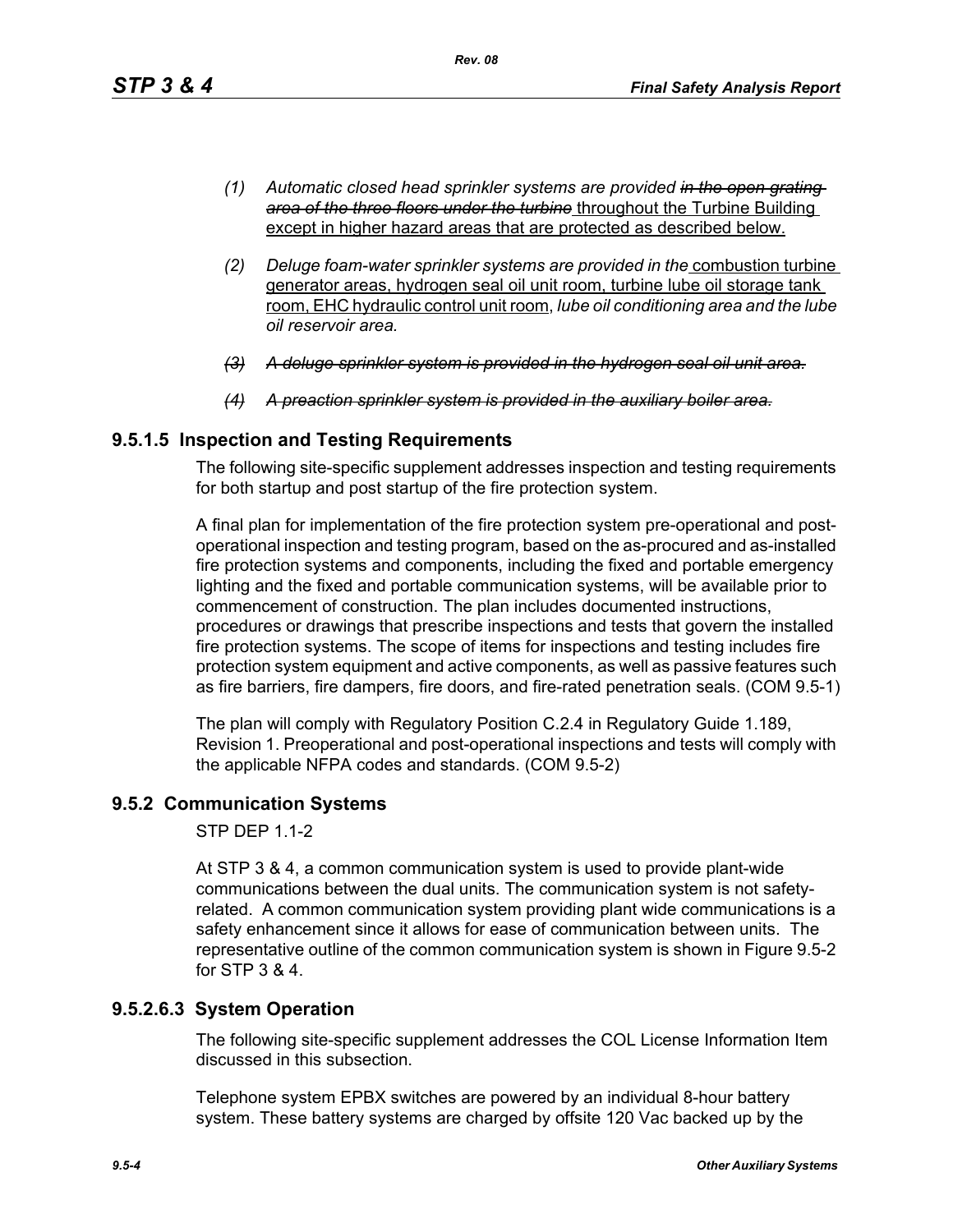*(1) Automatic closed head sprinkler systems are provided ~~in the open grating area of the three floors under the turbine~~* <u>throughout the Turbine Building except in higher hazard areas that are protected as described below.</u>

*(2) Deluge foam-water sprinkler systems are provided in the* <u>combustion turbine generator areas, hydrogen seal oil unit room, turbine lube oil storage tank room, EHC hydraulic control unit room,</u> *lube oil conditioning area and the lube oil reservoir area.*

*~~(3) A deluge sprinkler system is provided in the hydrogen seal oil unit area.~~*

*~~(4) A preaction sprinkler system is provided in the auxiliary boiler area.~~*

## 9.5.1.5 Inspection and Testing Requirements

The following site-specific supplement addresses inspection and testing requirements for both startup and post startup of the fire protection system.

A final plan for implementation of the fire protection system pre-operational and post-operational inspection and testing program, based on the as-procured and as-installed fire protection systems and components, including the fixed and portable emergency lighting and the fixed and portable communication systems, will be available prior to commencement of construction. The plan includes documented instructions, procedures or drawings that prescribe inspections and tests that govern the installed fire protection systems. The scope of items for inspections and testing includes fire protection system equipment and active components, as well as passive features such as fire barriers, fire dampers, fire doors, and fire-rated penetration seals. (COM 9.5-1)

The plan will comply with Regulatory Position C.2.4 in Regulatory Guide 1.189, Revision 1. Preoperational and post-operational inspections and tests will comply with the applicable NFPA codes and standards. (COM 9.5-2)

## 9.5.2 Communication Systems

STP DEP 1.1-2

At STP 3 & 4, a common communication system is used to provide plant-wide communications between the dual units. The communication system is not safety-related. A common communication system providing plant wide communications is a safety enhancement since it allows for ease of communication between units. The representative outline of the common communication system is shown in Figure 9.5-2 for STP 3 & 4.

## 9.5.2.6.3 System Operation

The following site-specific supplement addresses the COL License Information Item discussed in this subsection.

Telephone system EPBX switches are powered by an individual 8-hour battery system. These battery systems are charged by offsite 120 Vac backed up by the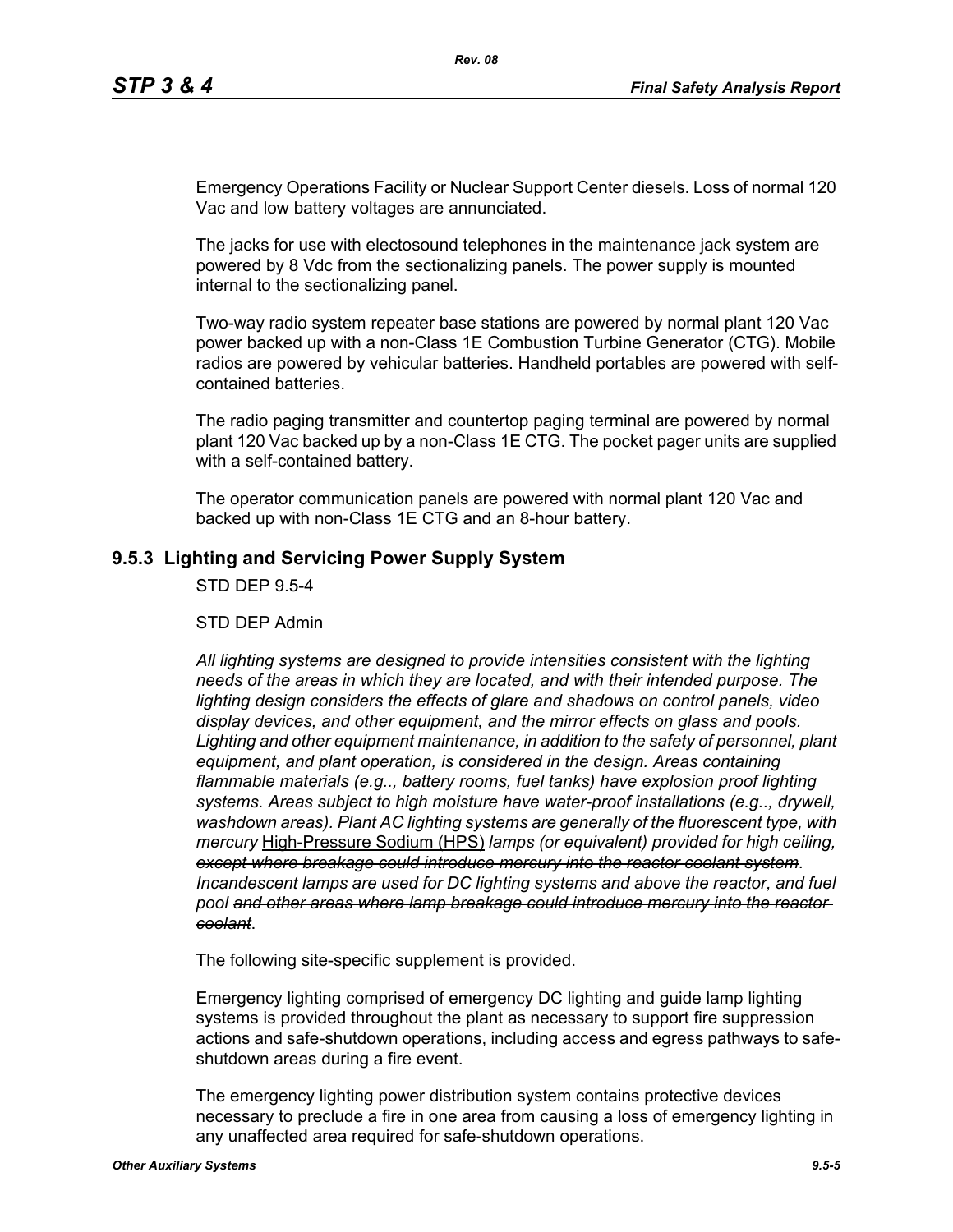Emergency Operations Facility or Nuclear Support Center diesels. Loss of normal 120 Vac and low battery voltages are annunciated.

The jacks for use with electosound telephones in the maintenance jack system are powered by 8 Vdc from the sectionalizing panels. The power supply is mounted internal to the sectionalizing panel.

Two-way radio system repeater base stations are powered by normal plant 120 Vac power backed up with a non-Class 1E Combustion Turbine Generator (CTG). Mobile radios are powered by vehicular batteries. Handheld portables are powered with self-contained batteries.

The radio paging transmitter and countertop paging terminal are powered by normal plant 120 Vac backed up by a non-Class 1E CTG. The pocket pager units are supplied with a self-contained battery.

The operator communication panels are powered with normal plant 120 Vac and backed up with non-Class 1E CTG and an 8-hour battery.

## 9.5.3 Lighting and Servicing Power Supply System

STD DEP 9.5-4

STD DEP Admin

*All lighting systems are designed to provide intensities consistent with the lighting needs of the areas in which they are located, and with their intended purpose. The lighting design considers the effects of glare and shadows on control panels, video display devices, and other equipment, and the mirror effects on glass and pools. Lighting and other equipment maintenance, in addition to the safety of personnel, plant equipment, and plant operation, is considered in the design. Areas containing flammable materials (e.g.., battery rooms, fuel tanks) have explosion proof lighting systems. Areas subject to high moisture have water-proof installations (e.g.., drywell, washdown areas). Plant AC lighting systems are generally of the fluorescent type, with* ~~*mercury*~~ High-Pressure Sodium (HPS) *lamps (or equivalent) provided for high ceiling*~~*, except where breakage could introduce mercury into the reactor coolant system*~~. *Incandescent lamps are used for DC lighting systems and above the reactor, and fuel pool* ~~*and other areas where lamp breakage could introduce mercury into the reactor coolant*~~.

The following site-specific supplement is provided.

Emergency lighting comprised of emergency DC lighting and guide lamp lighting systems is provided throughout the plant as necessary to support fire suppression actions and safe-shutdown operations, including access and egress pathways to safe-shutdown areas during a fire event.

The emergency lighting power distribution system contains protective devices necessary to preclude a fire in one area from causing a loss of emergency lighting in any unaffected area required for safe-shutdown operations.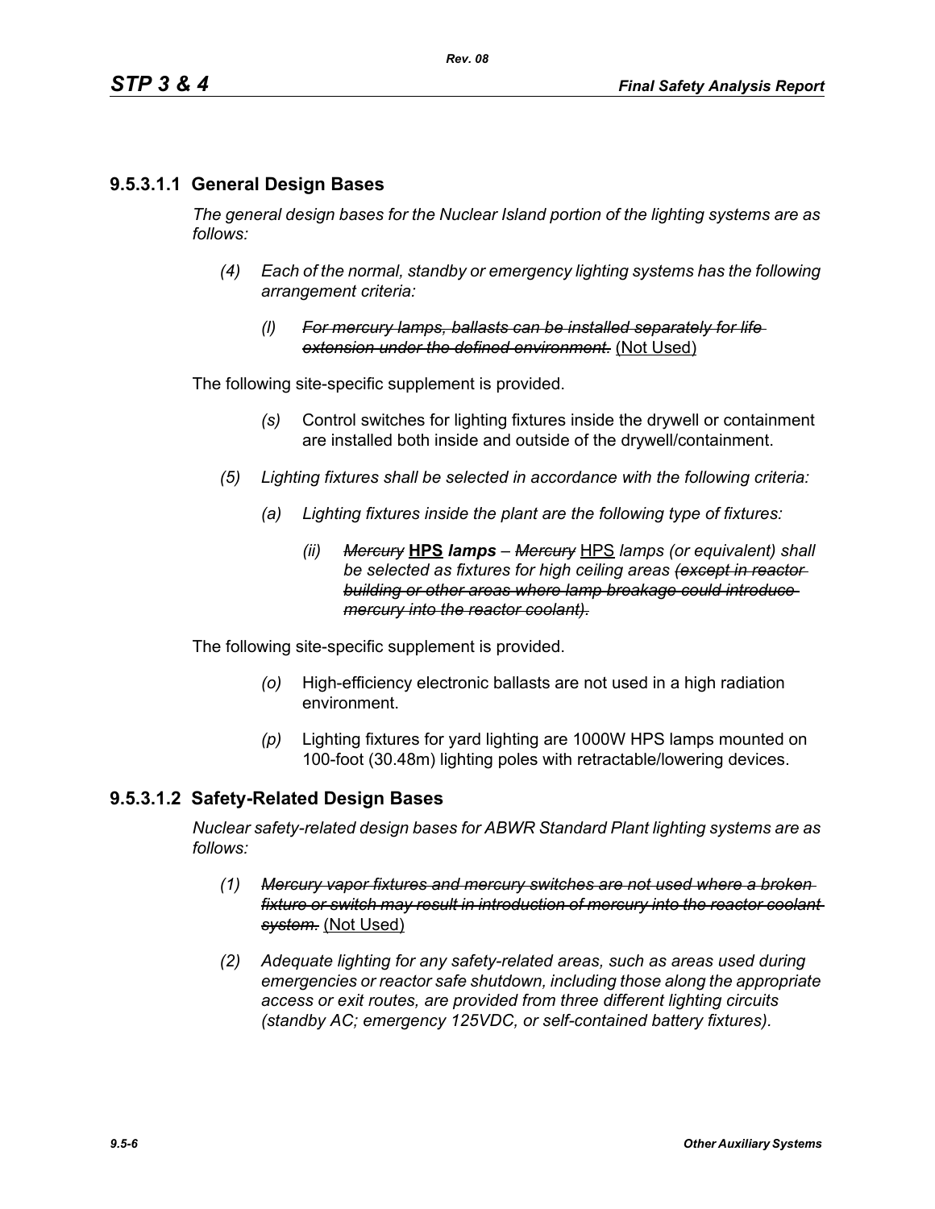### 9.5.3.1.1 General Design Bases

*The general design bases for the Nuclear Island portion of the lighting systems are as follows:*

*(4) Each of the normal, standby or emergency lighting systems has the following arrangement criteria:*

*(l) ~~For mercury lamps, ballasts can be installed separately for life extension under the defined environment.~~* <u>(Not Used)</u>

The following site-specific supplement is provided.

*(s)* Control switches for lighting fixtures inside the drywell or containment are installed both inside and outside of the drywell/containment.

*(5) Lighting fixtures shall be selected in accordance with the following criteria:*

*(a) Lighting fixtures inside the plant are the following type of fixtures:*

*(ii) ~~Mercury~~* <u>**HPS**</u> ***lamps*** *– ~~Mercury~~* <u>HPS</u> *lamps (or equivalent) shall be selected as fixtures for high ceiling areas ~~(except in reactor building or other areas where lamp breakage could introduce mercury into the reactor coolant).~~*

The following site-specific supplement is provided.

*(o)* High-efficiency electronic ballasts are not used in a high radiation environment.

*(p)* Lighting fixtures for yard lighting are 1000W HPS lamps mounted on 100-foot (30.48m) lighting poles with retractable/lowering devices.

### 9.5.3.1.2 Safety-Related Design Bases

*Nuclear safety-related design bases for ABWR Standard Plant lighting systems are as follows:*

*(1) ~~Mercury vapor fixtures and mercury switches are not used where a broken fixture or switch may result in introduction of mercury into the reactor coolant system.~~* <u>(Not Used)</u>

*(2) Adequate lighting for any safety-related areas, such as areas used during emergencies or reactor safe shutdown, including those along the appropriate access or exit routes, are provided from three different lighting circuits (standby AC; emergency 125VDC, or self-contained battery fixtures).*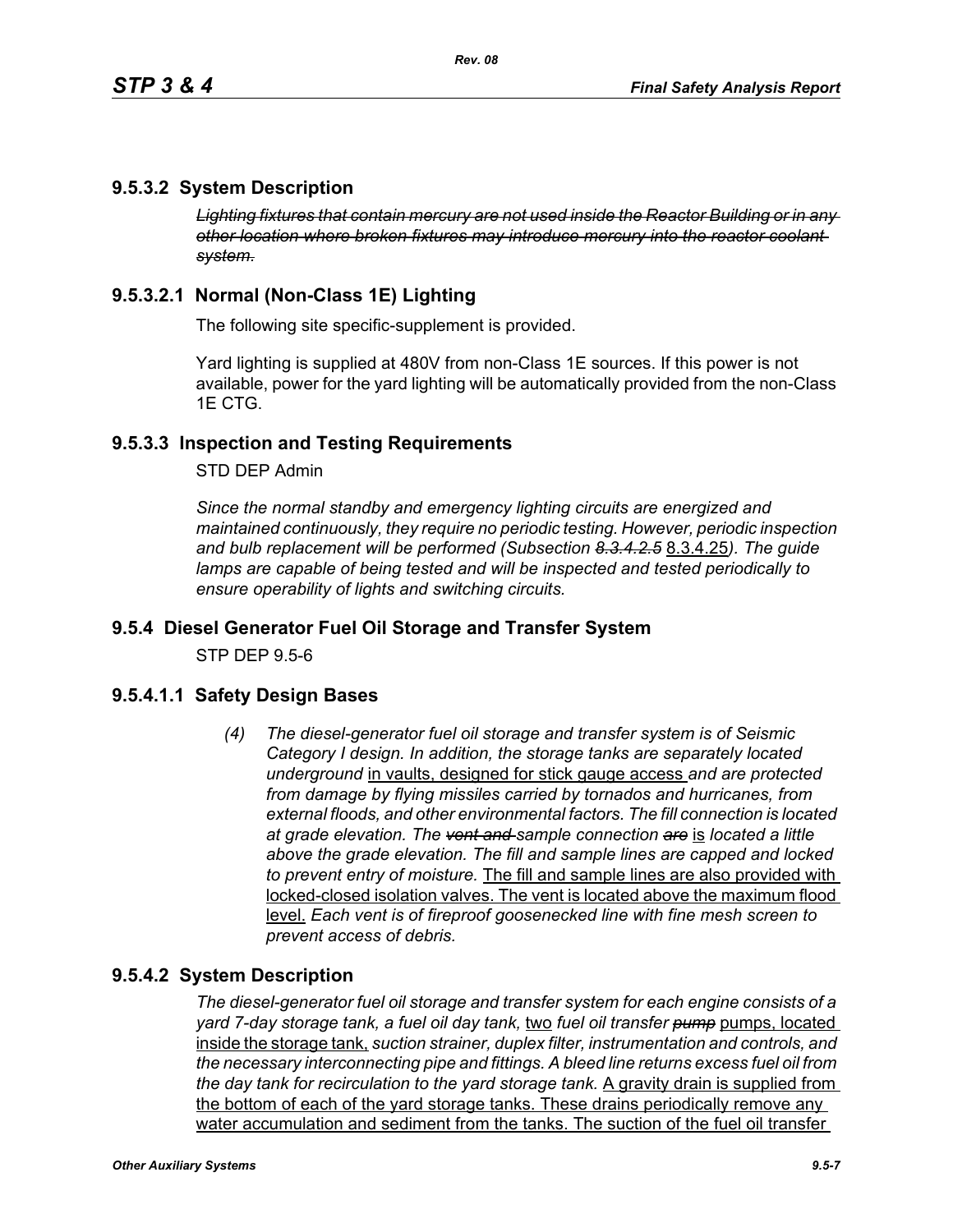## 9.5.3.2 System Description

~~*Lighting fixtures that contain mercury are not used inside the Reactor Building or in any other location where broken fixtures may introduce mercury into the reactor coolant system.*~~

## 9.5.3.2.1 Normal (Non-Class 1E) Lighting

The following site specific-supplement is provided.

Yard lighting is supplied at 480V from non-Class 1E sources. If this power is not available, power for the yard lighting will be automatically provided from the non-Class 1E CTG.

## 9.5.3.3 Inspection and Testing Requirements

STD DEP Admin

*Since the normal standby and emergency lighting circuits are energized and maintained continuously, they require no periodic testing. However, periodic inspection and bulb replacement will be performed (Subsection ~~8.3.4.2.5~~* <u>8.3.4.25</u>*). The guide lamps are capable of being tested and will be inspected and tested periodically to ensure operability of lights and switching circuits.*

## 9.5.4 Diesel Generator Fuel Oil Storage and Transfer System

STP DEP 9.5-6

## 9.5.4.1.1 Safety Design Bases

(4) *The diesel-generator fuel oil storage and transfer system is of Seismic Category I design. In addition, the storage tanks are separately located underground* <u>in vaults, designed for stick gauge access</u> *and are protected from damage by flying missiles carried by tornados and hurricanes, from external floods, and other environmental factors. The fill connection is located at grade elevation. The ~~vent and~~ sample connection ~~are~~* <u>is</u> *located a little above the grade elevation. The fill and sample lines are capped and locked to prevent entry of moisture.* <u>The fill and sample lines are also provided with locked-closed isolation valves. The vent is located above the maximum flood level.</u> *Each vent is of fireproof goosenecked line with fine mesh screen to prevent access of debris.*

## 9.5.4.2 System Description

*The diesel-generator fuel oil storage and transfer system for each engine consists of a yard 7-day storage tank, a fuel oil day tank,* <u>two</u> *fuel oil transfer ~~pump~~* <u>pumps, located inside the storage tank,</u> *suction strainer, duplex filter, instrumentation and controls, and the necessary interconnecting pipe and fittings. A bleed line returns excess fuel oil from the day tank for recirculation to the yard storage tank.* <u>A gravity drain is supplied from the bottom of each of the yard storage tanks. These drains periodically remove any water accumulation and sediment from the tanks. The suction of the fuel oil transfer</u>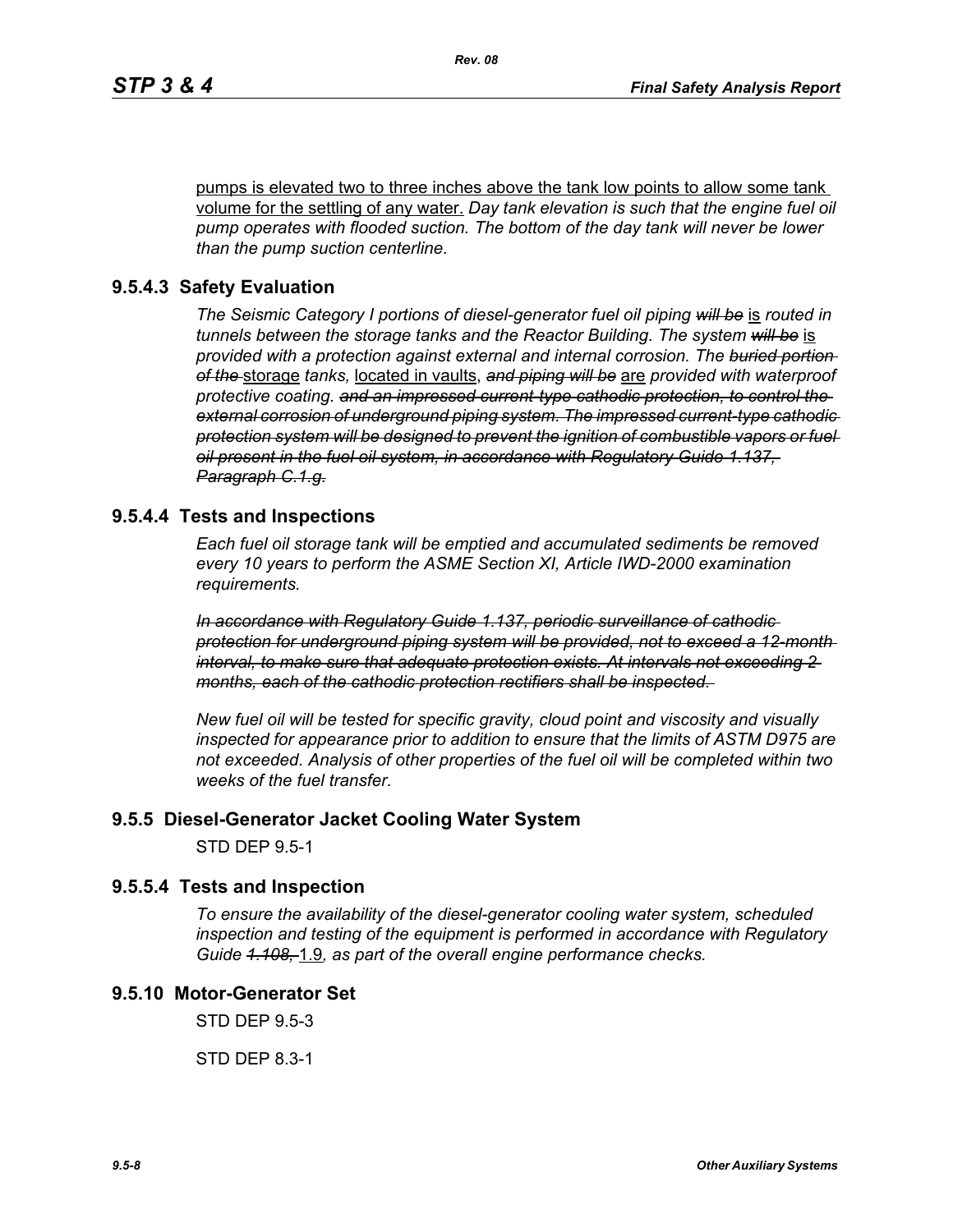pumps is elevated two to three inches above the tank low points to allow some tank volume for the settling of any water. *Day tank elevation is such that the engine fuel oil pump operates with flooded suction. The bottom of the day tank will never be lower than the pump suction centerline.*

## 9.5.4.3 Safety Evaluation

*The Seismic Category I portions of diesel-generator fuel oil piping ~~will be~~* is *routed in tunnels between the storage tanks and the Reactor Building. The system ~~will be~~* is *provided with a protection against external and internal corrosion. The ~~buried portion of the~~* storage *tanks,* located in vaults, *~~and piping will be~~* are *provided with waterproof protective coating. ~~and an impressed current-type cathodic protection, to control the external corrosion of underground piping system. The impressed current-type cathodic protection system will be designed to prevent the ignition of combustible vapors or fuel oil present in the fuel oil system, in accordance with Regulatory Guide 1.137, Paragraph C.1.g.~~*

## 9.5.4.4 Tests and Inspections

*Each fuel oil storage tank will be emptied and accumulated sediments be removed every 10 years to perform the ASME Section XI, Article IWD-2000 examination requirements.*

*~~In accordance with Regulatory Guide 1.137, periodic surveillance of cathodic protection for underground piping system will be provided, not to exceed a 12-month interval, to make sure that adequate protection exists. At intervals not exceeding 2 months, each of the cathodic protection rectifiers shall be inspected.~~*

*New fuel oil will be tested for specific gravity, cloud point and viscosity and visually inspected for appearance prior to addition to ensure that the limits of ASTM D975 are not exceeded. Analysis of other properties of the fuel oil will be completed within two weeks of the fuel transfer.*

## 9.5.5 Diesel-Generator Jacket Cooling Water System

STD DEP 9.5-1

## 9.5.5.4 Tests and Inspection

*To ensure the availability of the diesel-generator cooling water system, scheduled inspection and testing of the equipment is performed in accordance with Regulatory Guide ~~1.108,~~* 1.9*, as part of the overall engine performance checks.*

## 9.5.10 Motor-Generator Set

STD DEP 9.5-3

STD DEP 8.3-1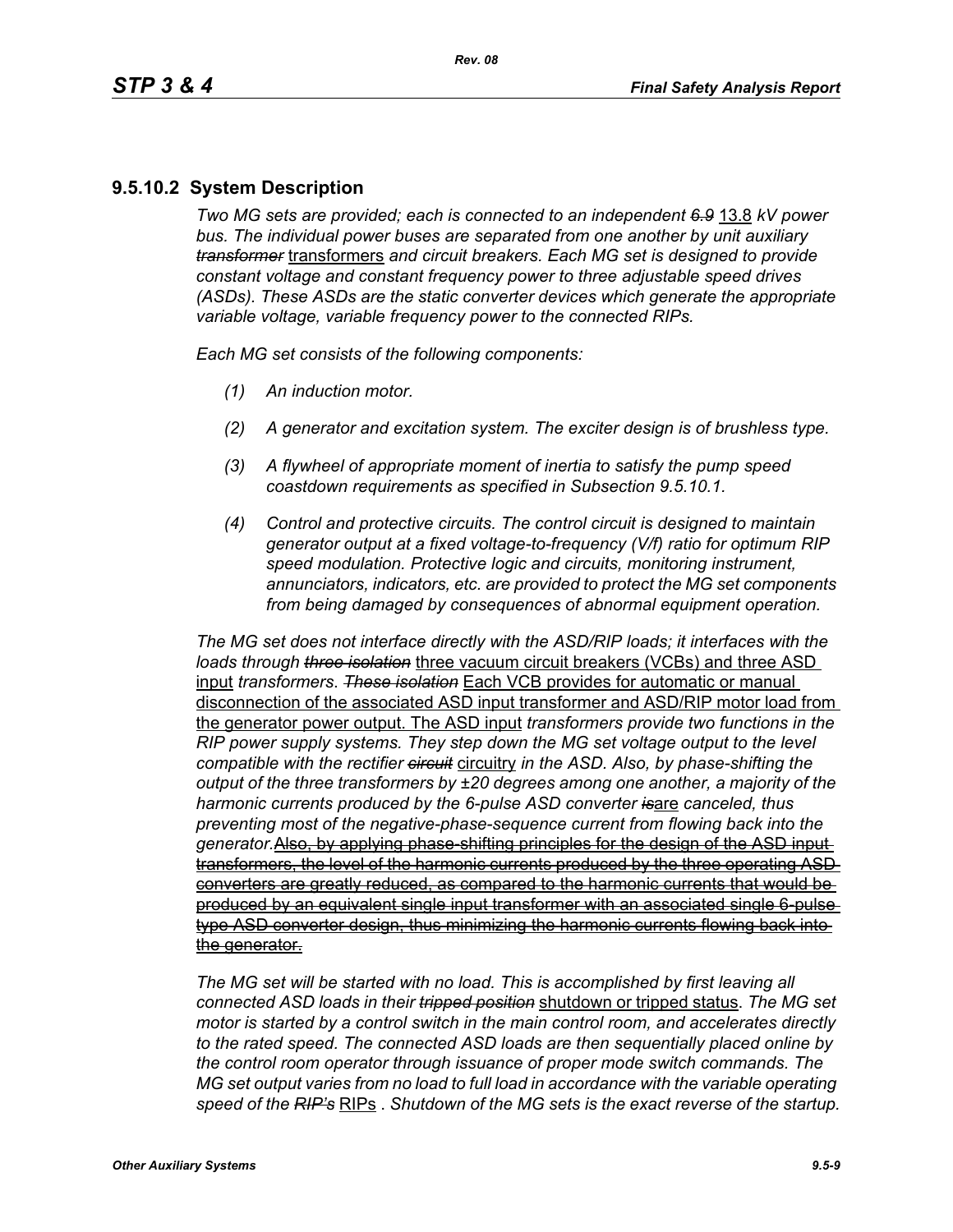## 9.5.10.2 System Description

*Two MG sets are provided; each is connected to an independent* ~~*6.9*~~ 13.8 *kV power bus. The individual power buses are separated from one another by unit auxiliary* ~~*transformer*~~ transformers *and circuit breakers. Each MG set is designed to provide constant voltage and constant frequency power to three adjustable speed drives (ASDs). These ASDs are the static converter devices which generate the appropriate variable voltage, variable frequency power to the connected RIPs.*

*Each MG set consists of the following components:*

*(1) An induction motor.*

*(2) A generator and excitation system. The exciter design is of brushless type.*

*(3) A flywheel of appropriate moment of inertia to satisfy the pump speed coastdown requirements as specified in Subsection 9.5.10.1.*

*(4) Control and protective circuits. The control circuit is designed to maintain generator output at a fixed voltage-to-frequency (V/f) ratio for optimum RIP speed modulation. Protective logic and circuits, monitoring instrument, annunciators, indicators, etc. are provided to protect the MG set components from being damaged by consequences of abnormal equipment operation.*

*The MG set does not interface directly with the ASD/RIP loads; it interfaces with the loads through* ~~*three isolation*~~ three vacuum circuit breakers (VCBs) and three ASD input *transformers.* ~~*These isolation*~~ Each VCB provides for automatic or manual disconnection of the associated ASD input transformer and ASD/RIP motor load from the generator power output. The ASD input *transformers provide two functions in the RIP power supply systems. They step down the MG set voltage output to the level compatible with the rectifier* ~~*circuit*~~ circuitry *in the ASD. Also, by phase-shifting the output of the three transformers by ±20 degrees among one another, a majority of the harmonic currents produced by the 6-pulse ASD converter* ~~*is*~~are *canceled, thus preventing most of the negative-phase-sequence current from flowing back into the generator.*~~Also, by applying phase-shifting principles for the design of the ASD input transformers, the level of the harmonic currents produced by the three operating ASD converters are greatly reduced, as compared to the harmonic currents that would be produced by an equivalent single input transformer with an associated single 6-pulse type ASD converter design, thus minimizing the harmonic currents flowing back into the generator.~~

*The MG set will be started with no load. This is accomplished by first leaving all connected ASD loads in their* ~~*tripped position*~~ shutdown or tripped status. *The MG set motor is started by a control switch in the main control room, and accelerates directly to the rated speed. The connected ASD loads are then sequentially placed online by the control room operator through issuance of proper mode switch commands. The MG set output varies from no load to full load in accordance with the variable operating speed of the* ~~*RIP's*~~ RIPs *. Shutdown of the MG sets is the exact reverse of the startup.*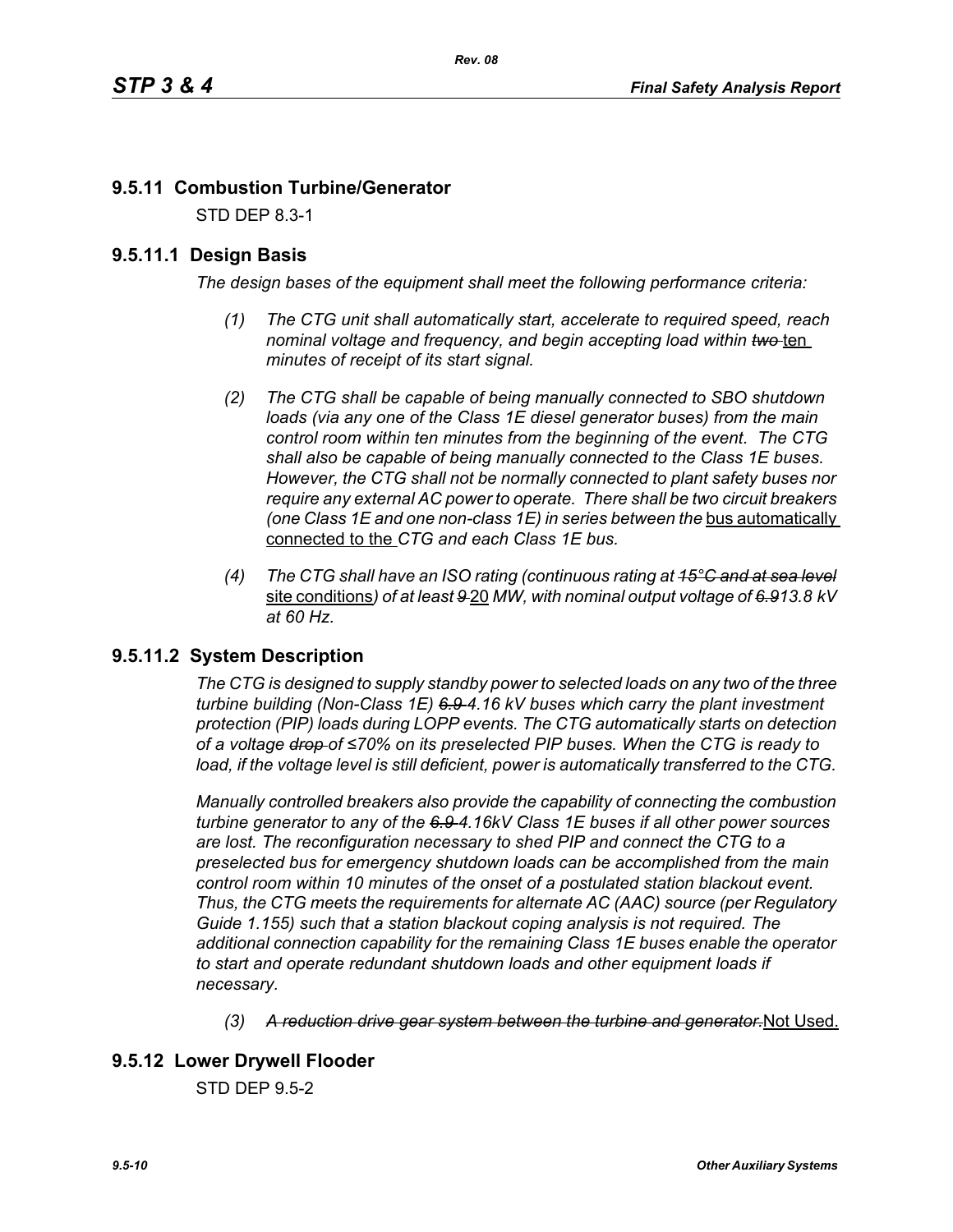## 9.5.11 Combustion Turbine/Generator

STD DEP 8.3-1

### 9.5.11.1 Design Basis

*The design bases of the equipment shall meet the following performance criteria:*

*(1) The CTG unit shall automatically start, accelerate to required speed, reach nominal voltage and frequency, and begin accepting load within ~~two~~* <u>ten</u> *minutes of receipt of its start signal.*

*(2) The CTG shall be capable of being manually connected to SBO shutdown loads (via any one of the Class 1E diesel generator buses) from the main control room within ten minutes from the beginning of the event. The CTG shall also be capable of being manually connected to the Class 1E buses. However, the CTG shall not be normally connected to plant safety buses nor require any external AC power to operate. There shall be two circuit breakers (one Class 1E and one non-class 1E) in series between the* <u>bus automatically connected to the</u> *CTG and each Class 1E bus.*

*(4) The CTG shall have an ISO rating (continuous rating at ~~15°C and at sea level~~* <u>site conditions</u>*) of at least ~~9~~* <u>20</u> *MW, with nominal output voltage of ~~6.9~~13.8 kV at 60 Hz.*

### 9.5.11.2 System Description

*The CTG is designed to supply standby power to selected loads on any two of the three turbine building (Non-Class 1E) ~~6.9~~ 4.16 kV buses which carry the plant investment protection (PIP) loads during LOPP events. The CTG automatically starts on detection of a voltage ~~drop~~ of ≤70% on its preselected PIP buses. When the CTG is ready to load, if the voltage level is still deficient, power is automatically transferred to the CTG.*

*Manually controlled breakers also provide the capability of connecting the combustion turbine generator to any of the ~~6.9~~ 4.16kV Class 1E buses if all other power sources are lost. The reconfiguration necessary to shed PIP and connect the CTG to a preselected bus for emergency shutdown loads can be accomplished from the main control room within 10 minutes of the onset of a postulated station blackout event. Thus, the CTG meets the requirements for alternate AC (AAC) source (per Regulatory Guide 1.155) such that a station blackout coping analysis is not required. The additional connection capability for the remaining Class 1E buses enable the operator to start and operate redundant shutdown loads and other equipment loads if necessary.*

*(3) ~~A reduction drive gear system between the turbine and generator.~~* <u>Not Used.</u>

## 9.5.12 Lower Drywell Flooder

STD DEP 9.5-2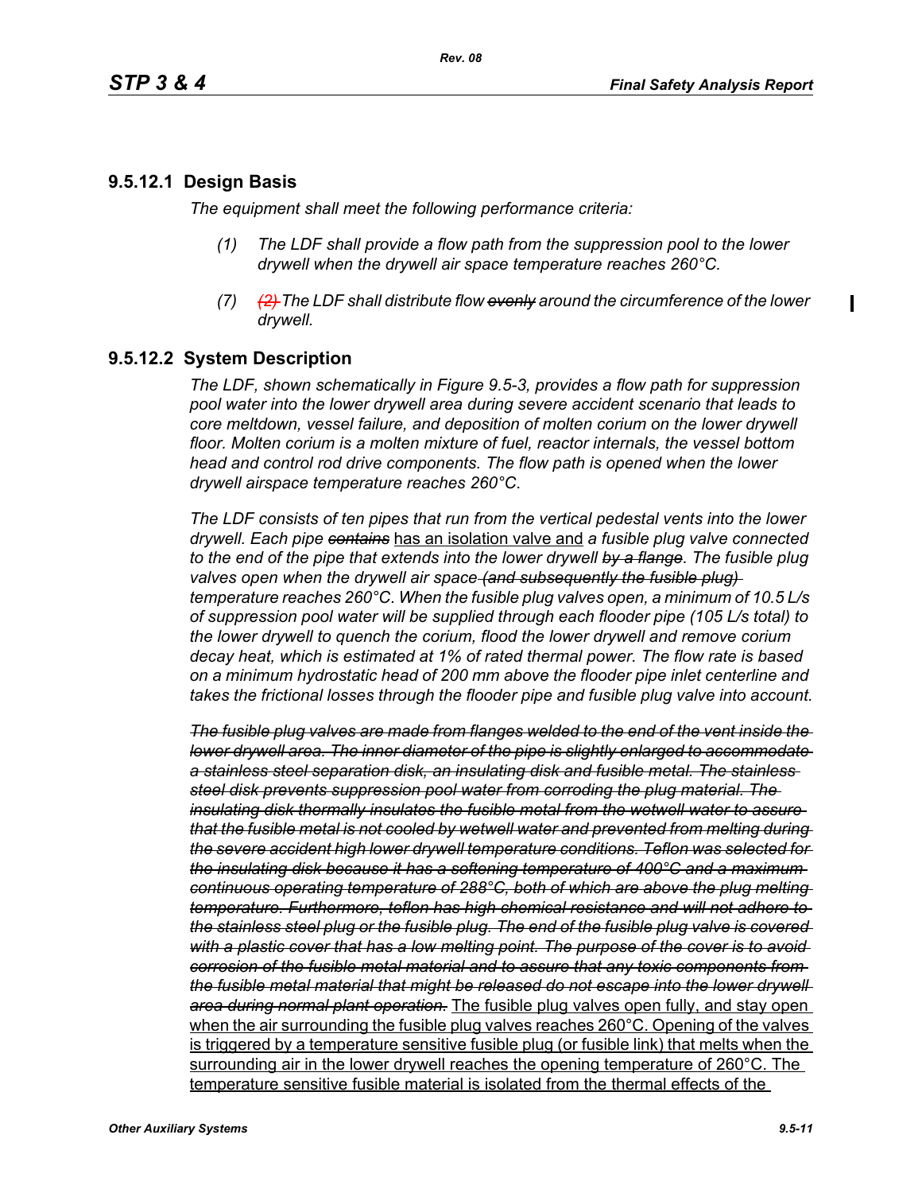### 9.5.12.1 Design Basis

*The equipment shall meet the following performance criteria:*

*(1) The LDF shall provide a flow path from the suppression pool to the lower drywell when the drywell air space temperature reaches 260°C.*

*(7) ~~(2)~~ The LDF shall distribute flow ~~evenly~~ around the circumference of the lower drywell.*

### 9.5.12.2 System Description

*The LDF, shown schematically in Figure 9.5-3, provides a flow path for suppression pool water into the lower drywell area during severe accident scenario that leads to core meltdown, vessel failure, and deposition of molten corium on the lower drywell floor. Molten corium is a molten mixture of fuel, reactor internals, the vessel bottom head and control rod drive components. The flow path is opened when the lower drywell airspace temperature reaches 260°C.*

*The LDF consists of ten pipes that run from the vertical pedestal vents into the lower drywell. Each pipe ~~contains~~* <u>has an isolation valve and</u> *a fusible plug valve connected to the end of the pipe that extends into the lower drywell ~~by a flange~~. The fusible plug valves open when the drywell air space ~~(and subsequently the fusible plug)~~ temperature reaches 260°C. When the fusible plug valves open, a minimum of 10.5 L/s of suppression pool water will be supplied through each flooder pipe (105 L/s total) to the lower drywell to quench the corium, flood the lower drywell and remove corium decay heat, which is estimated at 1% of rated thermal power. The flow rate is based on a minimum hydrostatic head of 200 mm above the flooder pipe inlet centerline and takes the frictional losses through the flooder pipe and fusible plug valve into account.*

*~~The fusible plug valves are made from flanges welded to the end of the vent inside the lower drywell area. The inner diameter of the pipe is slightly enlarged to accommodate a stainless steel separation disk, an insulating disk and fusible metal. The stainless steel disk prevents suppression pool water from corroding the plug material. The insulating disk thermally insulates the fusible metal from the wetwell water to assure that the fusible metal is not cooled by wetwell water and prevented from melting during the severe accident high lower drywell temperature conditions. Teflon was selected for the insulating disk because it has a softening temperature of 400°C and a maximum continuous operating temperature of 288°C, both of which are above the plug melting temperature. Furthermore, teflon has high chemical resistance and will not adhere to the stainless steel plug or the fusible plug. The end of the fusible plug valve is covered with a plastic cover that has a low melting point. The purpose of the cover is to avoid corrosion of the fusible metal material and to assure that any toxic components from the fusible metal material that might be released do not escape into the lower drywell area during normal plant operation.~~* <u>The fusible plug valves open fully, and stay open when the air surrounding the fusible plug valves reaches 260°C. Opening of the valves is triggered by a temperature sensitive fusible plug (or fusible link) that melts when the surrounding air in the lower drywell reaches the opening temperature of 260°C. The temperature sensitive fusible material is isolated from the thermal effects of the</u>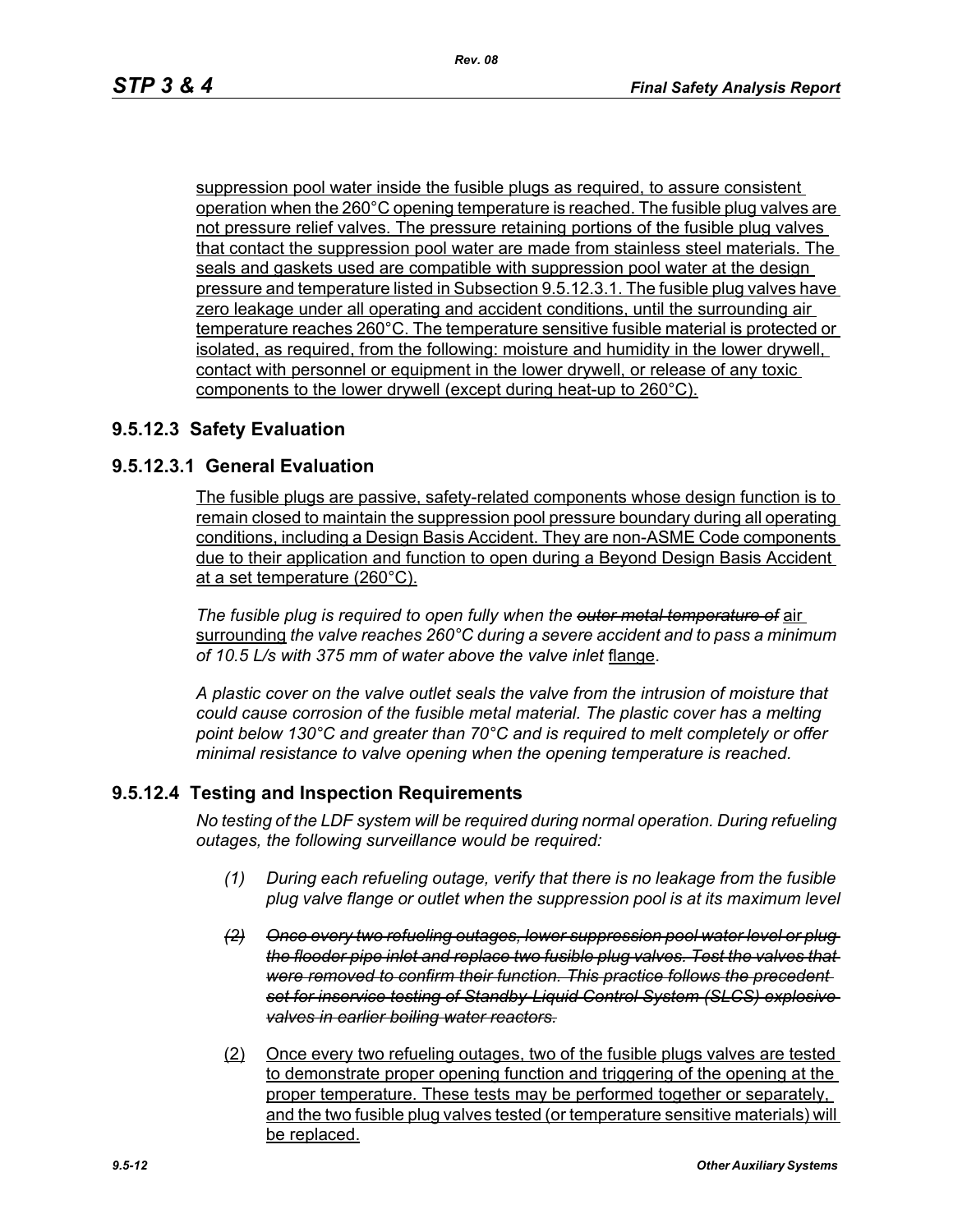suppression pool water inside the fusible plugs as required, to assure consistent operation when the 260°C opening temperature is reached. The fusible plug valves are not pressure relief valves. The pressure retaining portions of the fusible plug valves that contact the suppression pool water are made from stainless steel materials. The seals and gaskets used are compatible with suppression pool water at the design pressure and temperature listed in Subsection 9.5.12.3.1. The fusible plug valves have zero leakage under all operating and accident conditions, until the surrounding air temperature reaches 260°C. The temperature sensitive fusible material is protected or isolated, as required, from the following: moisture and humidity in the lower drywell, contact with personnel or equipment in the lower drywell, or release of any toxic components to the lower drywell (except during heat-up to 260°C).

### 9.5.12.3 Safety Evaluation

#### 9.5.12.3.1 General Evaluation

The fusible plugs are passive, safety-related components whose design function is to remain closed to maintain the suppression pool pressure boundary during all operating conditions, including a Design Basis Accident. They are non-ASME Code components due to their application and function to open during a Beyond Design Basis Accident at a set temperature (260°C).

*The fusible plug is required to open fully when the ~~outer metal temperature of~~* air surrounding *the valve reaches 260°C during a severe accident and to pass a minimum of 10.5 L/s with 375 mm of water above the valve inlet* flange.

*A plastic cover on the valve outlet seals the valve from the intrusion of moisture that could cause corrosion of the fusible metal material. The plastic cover has a melting point below 130°C and greater than 70°C and is required to melt completely or offer minimal resistance to valve opening when the opening temperature is reached.*

### 9.5.12.4 Testing and Inspection Requirements

*No testing of the LDF system will be required during normal operation. During refueling outages, the following surveillance would be required:*

*(1) During each refueling outage, verify that there is no leakage from the fusible plug valve flange or outlet when the suppression pool is at its maximum level*

~~*(2) Once every two refueling outages, lower suppression pool water level or plug the flooder pipe inlet and replace two fusible plug valves. Test the valves that were removed to confirm their function. This practice follows the precedent set for inservice testing of Standby Liquid Control System (SLCS) explosive valves in earlier boiling water reactors.*~~

(2) Once every two refueling outages, two of the fusible plugs valves are tested to demonstrate proper opening function and triggering of the opening at the proper temperature. These tests may be performed together or separately, and the two fusible plug valves tested (or temperature sensitive materials) will be replaced.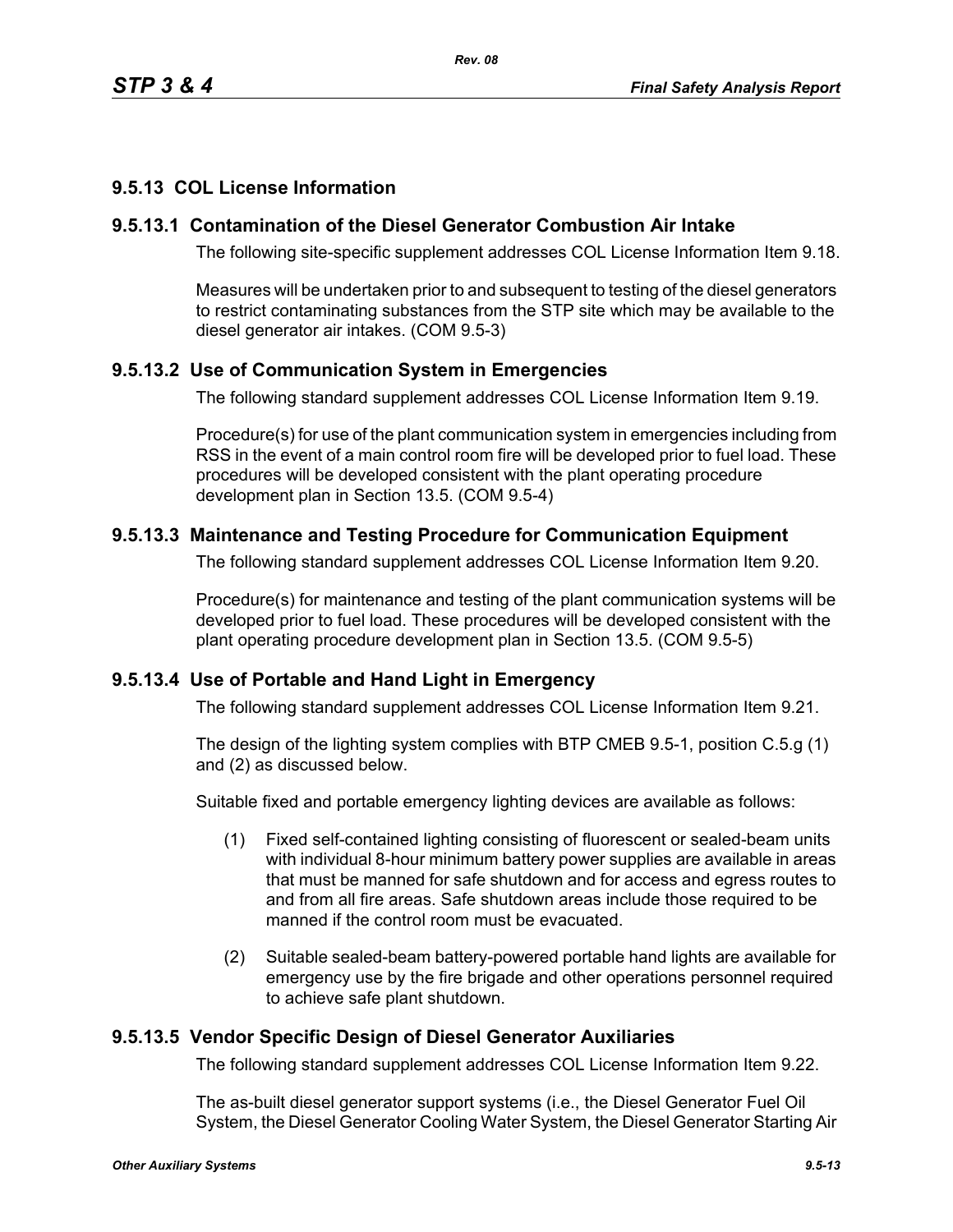## 9.5.13 COL License Information

### 9.5.13.1 Contamination of the Diesel Generator Combustion Air Intake

The following site-specific supplement addresses COL License Information Item 9.18.

Measures will be undertaken prior to and subsequent to testing of the diesel generators to restrict contaminating substances from the STP site which may be available to the diesel generator air intakes. (COM 9.5-3)

### 9.5.13.2 Use of Communication System in Emergencies

The following standard supplement addresses COL License Information Item 9.19.

Procedure(s) for use of the plant communication system in emergencies including from RSS in the event of a main control room fire will be developed prior to fuel load. These procedures will be developed consistent with the plant operating procedure development plan in Section 13.5. (COM 9.5-4)

### 9.5.13.3 Maintenance and Testing Procedure for Communication Equipment

The following standard supplement addresses COL License Information Item 9.20.

Procedure(s) for maintenance and testing of the plant communication systems will be developed prior to fuel load. These procedures will be developed consistent with the plant operating procedure development plan in Section 13.5. (COM 9.5-5)

### 9.5.13.4 Use of Portable and Hand Light in Emergency

The following standard supplement addresses COL License Information Item 9.21.

The design of the lighting system complies with BTP CMEB 9.5-1, position C.5.g (1) and (2) as discussed below.

Suitable fixed and portable emergency lighting devices are available as follows:

(1) Fixed self-contained lighting consisting of fluorescent or sealed-beam units with individual 8-hour minimum battery power supplies are available in areas that must be manned for safe shutdown and for access and egress routes to and from all fire areas. Safe shutdown areas include those required to be manned if the control room must be evacuated.

(2) Suitable sealed-beam battery-powered portable hand lights are available for emergency use by the fire brigade and other operations personnel required to achieve safe plant shutdown.

### 9.5.13.5 Vendor Specific Design of Diesel Generator Auxiliaries

The following standard supplement addresses COL License Information Item 9.22.

The as-built diesel generator support systems (i.e., the Diesel Generator Fuel Oil System, the Diesel Generator Cooling Water System, the Diesel Generator Starting Air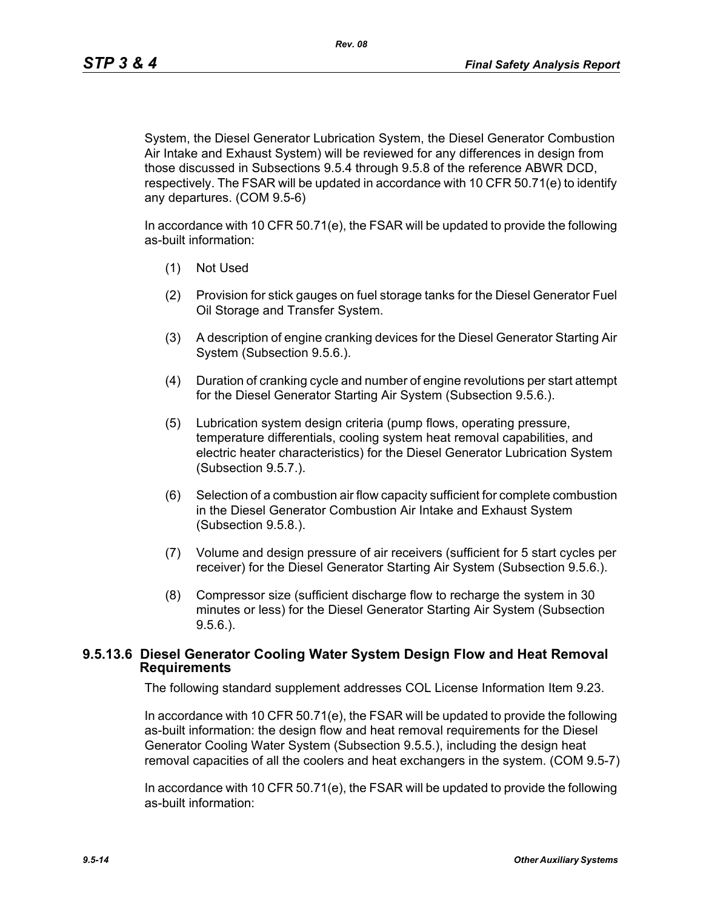System, the Diesel Generator Lubrication System, the Diesel Generator Combustion Air Intake and Exhaust System) will be reviewed for any differences in design from those discussed in Subsections 9.5.4 through 9.5.8 of the reference ABWR DCD, respectively. The FSAR will be updated in accordance with 10 CFR 50.71(e) to identify any departures. (COM 9.5-6)

In accordance with 10 CFR 50.71(e), the FSAR will be updated to provide the following as-built information:

(1) Not Used

(2) Provision for stick gauges on fuel storage tanks for the Diesel Generator Fuel Oil Storage and Transfer System.

(3) A description of engine cranking devices for the Diesel Generator Starting Air System (Subsection 9.5.6.).

(4) Duration of cranking cycle and number of engine revolutions per start attempt for the Diesel Generator Starting Air System (Subsection 9.5.6.).

(5) Lubrication system design criteria (pump flows, operating pressure, temperature differentials, cooling system heat removal capabilities, and electric heater characteristics) for the Diesel Generator Lubrication System (Subsection 9.5.7.).

(6) Selection of a combustion air flow capacity sufficient for complete combustion in the Diesel Generator Combustion Air Intake and Exhaust System (Subsection 9.5.8.).

(7) Volume and design pressure of air receivers (sufficient for 5 start cycles per receiver) for the Diesel Generator Starting Air System (Subsection 9.5.6.).

(8) Compressor size (sufficient discharge flow to recharge the system in 30 minutes or less) for the Diesel Generator Starting Air System (Subsection 9.5.6.).

### 9.5.13.6 Diesel Generator Cooling Water System Design Flow and Heat Removal Requirements

The following standard supplement addresses COL License Information Item 9.23.

In accordance with 10 CFR 50.71(e), the FSAR will be updated to provide the following as-built information: the design flow and heat removal requirements for the Diesel Generator Cooling Water System (Subsection 9.5.5.), including the design heat removal capacities of all the coolers and heat exchangers in the system. (COM 9.5-7)

In accordance with 10 CFR 50.71(e), the FSAR will be updated to provide the following as-built information: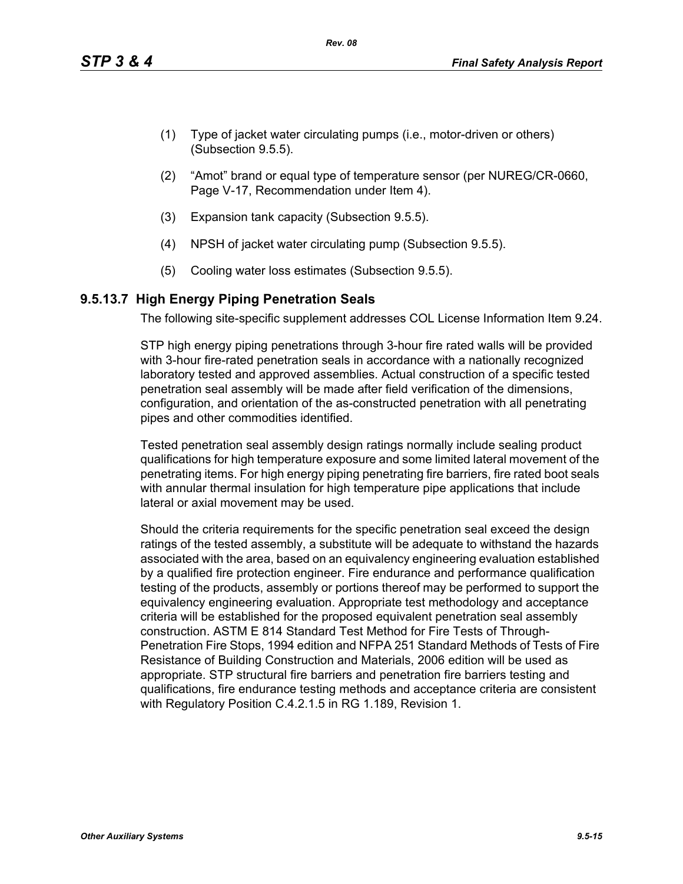(1) Type of jacket water circulating pumps (i.e., motor-driven or others) (Subsection 9.5.5).

(2) “Amot” brand or equal type of temperature sensor (per NUREG/CR-0660, Page V-17, Recommendation under Item 4).

(3) Expansion tank capacity (Subsection 9.5.5).

(4) NPSH of jacket water circulating pump (Subsection 9.5.5).

(5) Cooling water loss estimates (Subsection 9.5.5).

### 9.5.13.7 High Energy Piping Penetration Seals

The following site-specific supplement addresses COL License Information Item 9.24.

STP high energy piping penetrations through 3-hour fire rated walls will be provided with 3-hour fire-rated penetration seals in accordance with a nationally recognized laboratory tested and approved assemblies. Actual construction of a specific tested penetration seal assembly will be made after field verification of the dimensions, configuration, and orientation of the as-constructed penetration with all penetrating pipes and other commodities identified.

Tested penetration seal assembly design ratings normally include sealing product qualifications for high temperature exposure and some limited lateral movement of the penetrating items. For high energy piping penetrating fire barriers, fire rated boot seals with annular thermal insulation for high temperature pipe applications that include lateral or axial movement may be used.

Should the criteria requirements for the specific penetration seal exceed the design ratings of the tested assembly, a substitute will be adequate to withstand the hazards associated with the area, based on an equivalency engineering evaluation established by a qualified fire protection engineer. Fire endurance and performance qualification testing of the products, assembly or portions thereof may be performed to support the equivalency engineering evaluation. Appropriate test methodology and acceptance criteria will be established for the proposed equivalent penetration seal assembly construction. ASTM E 814 Standard Test Method for Fire Tests of Through-Penetration Fire Stops, 1994 edition and NFPA 251 Standard Methods of Tests of Fire Resistance of Building Construction and Materials, 2006 edition will be used as appropriate. STP structural fire barriers and penetration fire barriers testing and qualifications, fire endurance testing methods and acceptance criteria are consistent with Regulatory Position C.4.2.1.5 in RG 1.189, Revision 1.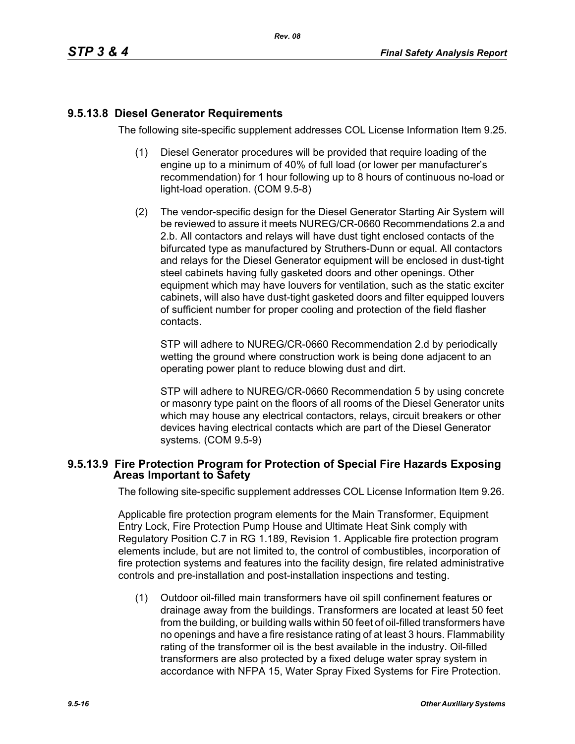### 9.5.13.8 Diesel Generator Requirements

The following site-specific supplement addresses COL License Information Item 9.25.

(1) Diesel Generator procedures will be provided that require loading of the engine up to a minimum of 40% of full load (or lower per manufacturer's recommendation) for 1 hour following up to 8 hours of continuous no-load or light-load operation. (COM 9.5-8)

(2) The vendor-specific design for the Diesel Generator Starting Air System will be reviewed to assure it meets NUREG/CR-0660 Recommendations 2.a and 2.b. All contactors and relays will have dust tight enclosed contacts of the bifurcated type as manufactured by Struthers-Dunn or equal. All contactors and relays for the Diesel Generator equipment will be enclosed in dust-tight steel cabinets having fully gasketed doors and other openings. Other equipment which may have louvers for ventilation, such as the static exciter cabinets, will also have dust-tight gasketed doors and filter equipped louvers of sufficient number for proper cooling and protection of the field flasher contacts.

STP will adhere to NUREG/CR-0660 Recommendation 2.d by periodically wetting the ground where construction work is being done adjacent to an operating power plant to reduce blowing dust and dirt.

STP will adhere to NUREG/CR-0660 Recommendation 5 by using concrete or masonry type paint on the floors of all rooms of the Diesel Generator units which may house any electrical contactors, relays, circuit breakers or other devices having electrical contacts which are part of the Diesel Generator systems. (COM 9.5-9)

### 9.5.13.9 Fire Protection Program for Protection of Special Fire Hazards Exposing Areas Important to Safety

The following site-specific supplement addresses COL License Information Item 9.26.

Applicable fire protection program elements for the Main Transformer, Equipment Entry Lock, Fire Protection Pump House and Ultimate Heat Sink comply with Regulatory Position C.7 in RG 1.189, Revision 1. Applicable fire protection program elements include, but are not limited to, the control of combustibles, incorporation of fire protection systems and features into the facility design, fire related administrative controls and pre-installation and post-installation inspections and testing.

(1) Outdoor oil-filled main transformers have oil spill confinement features or drainage away from the buildings. Transformers are located at least 50 feet from the building, or building walls within 50 feet of oil-filled transformers have no openings and have a fire resistance rating of at least 3 hours. Flammability rating of the transformer oil is the best available in the industry. Oil-filled transformers are also protected by a fixed deluge water spray system in accordance with NFPA 15, Water Spray Fixed Systems for Fire Protection.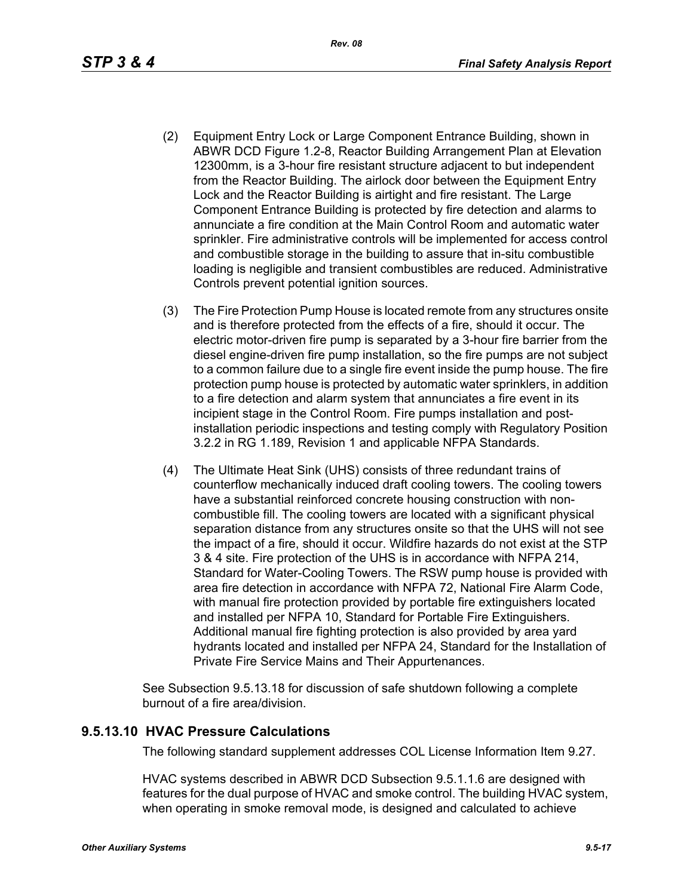(2) Equipment Entry Lock or Large Component Entrance Building, shown in ABWR DCD Figure 1.2-8, Reactor Building Arrangement Plan at Elevation 12300mm, is a 3-hour fire resistant structure adjacent to but independent from the Reactor Building. The airlock door between the Equipment Entry Lock and the Reactor Building is airtight and fire resistant. The Large Component Entrance Building is protected by fire detection and alarms to annunciate a fire condition at the Main Control Room and automatic water sprinkler. Fire administrative controls will be implemented for access control and combustible storage in the building to assure that in-situ combustible loading is negligible and transient combustibles are reduced. Administrative Controls prevent potential ignition sources.

(3) The Fire Protection Pump House is located remote from any structures onsite and is therefore protected from the effects of a fire, should it occur. The electric motor-driven fire pump is separated by a 3-hour fire barrier from the diesel engine-driven fire pump installation, so the fire pumps are not subject to a common failure due to a single fire event inside the pump house. The fire protection pump house is protected by automatic water sprinklers, in addition to a fire detection and alarm system that annunciates a fire event in its incipient stage in the Control Room. Fire pumps installation and post-installation periodic inspections and testing comply with Regulatory Position 3.2.2 in RG 1.189, Revision 1 and applicable NFPA Standards.

(4) The Ultimate Heat Sink (UHS) consists of three redundant trains of counterflow mechanically induced draft cooling towers. The cooling towers have a substantial reinforced concrete housing construction with non-combustible fill. The cooling towers are located with a significant physical separation distance from any structures onsite so that the UHS will not see the impact of a fire, should it occur. Wildfire hazards do not exist at the STP 3 & 4 site. Fire protection of the UHS is in accordance with NFPA 214, Standard for Water-Cooling Towers. The RSW pump house is provided with area fire detection in accordance with NFPA 72, National Fire Alarm Code, with manual fire protection provided by portable fire extinguishers located and installed per NFPA 10, Standard for Portable Fire Extinguishers. Additional manual fire fighting protection is also provided by area yard hydrants located and installed per NFPA 24, Standard for the Installation of Private Fire Service Mains and Their Appurtenances.

See Subsection 9.5.13.18 for discussion of safe shutdown following a complete burnout of a fire area/division.

### 9.5.13.10 HVAC Pressure Calculations

The following standard supplement addresses COL License Information Item 9.27.

HVAC systems described in ABWR DCD Subsection 9.5.1.1.6 are designed with features for the dual purpose of HVAC and smoke control. The building HVAC system, when operating in smoke removal mode, is designed and calculated to achieve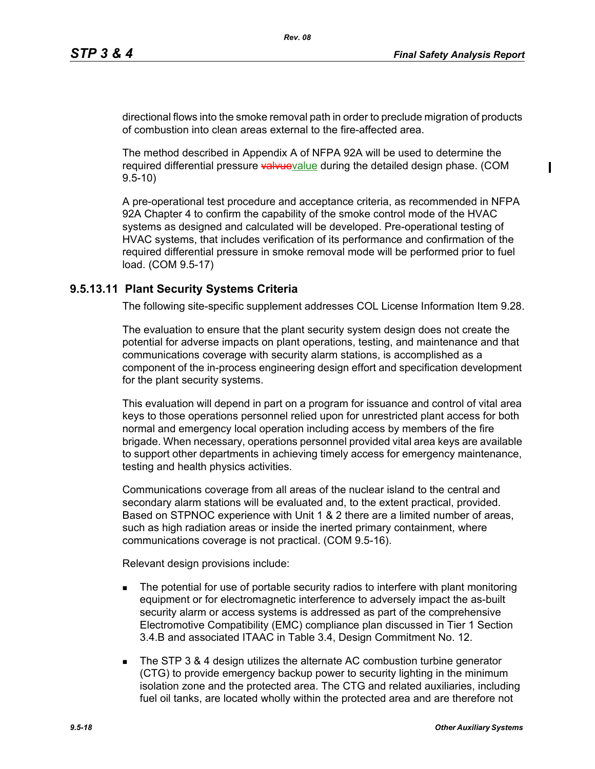directional flows into the smoke removal path in order to preclude migration of products of combustion into clean areas external to the fire-affected area.

The method described in Appendix A of NFPA 92A will be used to determine the required differential pressure ~~valvue~~value during the detailed design phase. (COM 9.5-10)

A pre-operational test procedure and acceptance criteria, as recommended in NFPA 92A Chapter 4 to confirm the capability of the smoke control mode of the HVAC systems as designed and calculated will be developed. Pre-operational testing of HVAC systems, that includes verification of its performance and confirmation of the required differential pressure in smoke removal mode will be performed prior to fuel load. (COM 9.5-17)

### 9.5.13.11 Plant Security Systems Criteria

The following site-specific supplement addresses COL License Information Item 9.28.

The evaluation to ensure that the plant security system design does not create the potential for adverse impacts on plant operations, testing, and maintenance and that communications coverage with security alarm stations, is accomplished as a component of the in-process engineering design effort and specification development for the plant security systems.

This evaluation will depend in part on a program for issuance and control of vital area keys to those operations personnel relied upon for unrestricted plant access for both normal and emergency local operation including access by members of the fire brigade. When necessary, operations personnel provided vital area keys are available to support other departments in achieving timely access for emergency maintenance, testing and health physics activities.

Communications coverage from all areas of the nuclear island to the central and secondary alarm stations will be evaluated and, to the extent practical, provided. Based on STPNOC experience with Unit 1 & 2 there are a limited number of areas, such as high radiation areas or inside the inerted primary containment, where communications coverage is not practical. (COM 9.5-16).

Relevant design provisions include:

- The potential for use of portable security radios to interfere with plant monitoring equipment or for electromagnetic interference to adversely impact the as-built security alarm or access systems is addressed as part of the comprehensive Electromotive Compatibility (EMC) compliance plan discussed in Tier 1 Section 3.4.B and associated ITAAC in Table 3.4, Design Commitment No. 12.
- The STP 3 & 4 design utilizes the alternate AC combustion turbine generator (CTG) to provide emergency backup power to security lighting in the minimum isolation zone and the protected area. The CTG and related auxiliaries, including fuel oil tanks, are located wholly within the protected area and are therefore not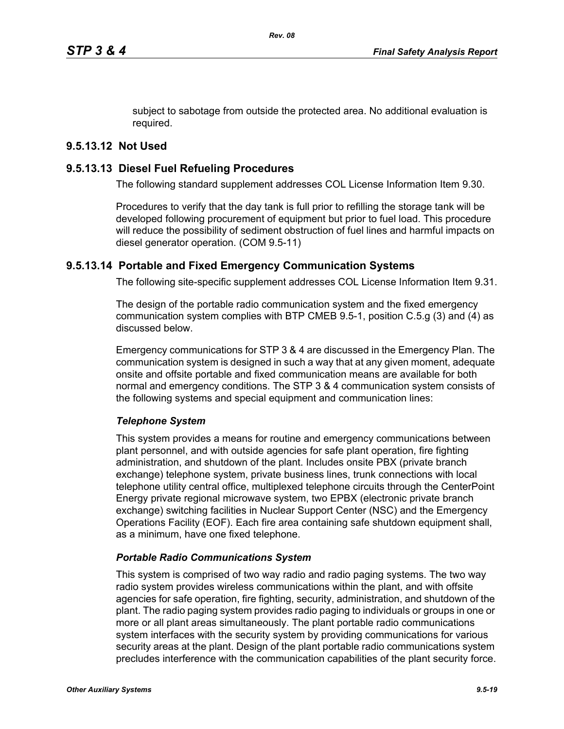subject to sabotage from outside the protected area. No additional evaluation is required.

### 9.5.13.12 Not Used

### 9.5.13.13 Diesel Fuel Refueling Procedures

The following standard supplement addresses COL License Information Item 9.30.

Procedures to verify that the day tank is full prior to refilling the storage tank will be developed following procurement of equipment but prior to fuel load. This procedure will reduce the possibility of sediment obstruction of fuel lines and harmful impacts on diesel generator operation. (COM 9.5-11)

### 9.5.13.14 Portable and Fixed Emergency Communication Systems

The following site-specific supplement addresses COL License Information Item 9.31.

The design of the portable radio communication system and the fixed emergency communication system complies with BTP CMEB 9.5-1, position C.5.g (3) and (4) as discussed below.

Emergency communications for STP 3 & 4 are discussed in the Emergency Plan. The communication system is designed in such a way that at any given moment, adequate onsite and offsite portable and fixed communication means are available for both normal and emergency conditions. The STP 3 & 4 communication system consists of the following systems and special equipment and communication lines:

*Telephone System*

This system provides a means for routine and emergency communications between plant personnel, and with outside agencies for safe plant operation, fire fighting administration, and shutdown of the plant. Includes onsite PBX (private branch exchange) telephone system, private business lines, trunk connections with local telephone utility central office, multiplexed telephone circuits through the CenterPoint Energy private regional microwave system, two EPBX (electronic private branch exchange) switching facilities in Nuclear Support Center (NSC) and the Emergency Operations Facility (EOF). Each fire area containing safe shutdown equipment shall, as a minimum, have one fixed telephone.

*Portable Radio Communications System*

This system is comprised of two way radio and radio paging systems. The two way radio system provides wireless communications within the plant, and with offsite agencies for safe operation, fire fighting, security, administration, and shutdown of the plant. The radio paging system provides radio paging to individuals or groups in one or more or all plant areas simultaneously. The plant portable radio communications system interfaces with the security system by providing communications for various security areas at the plant. Design of the plant portable radio communications system precludes interference with the communication capabilities of the plant security force.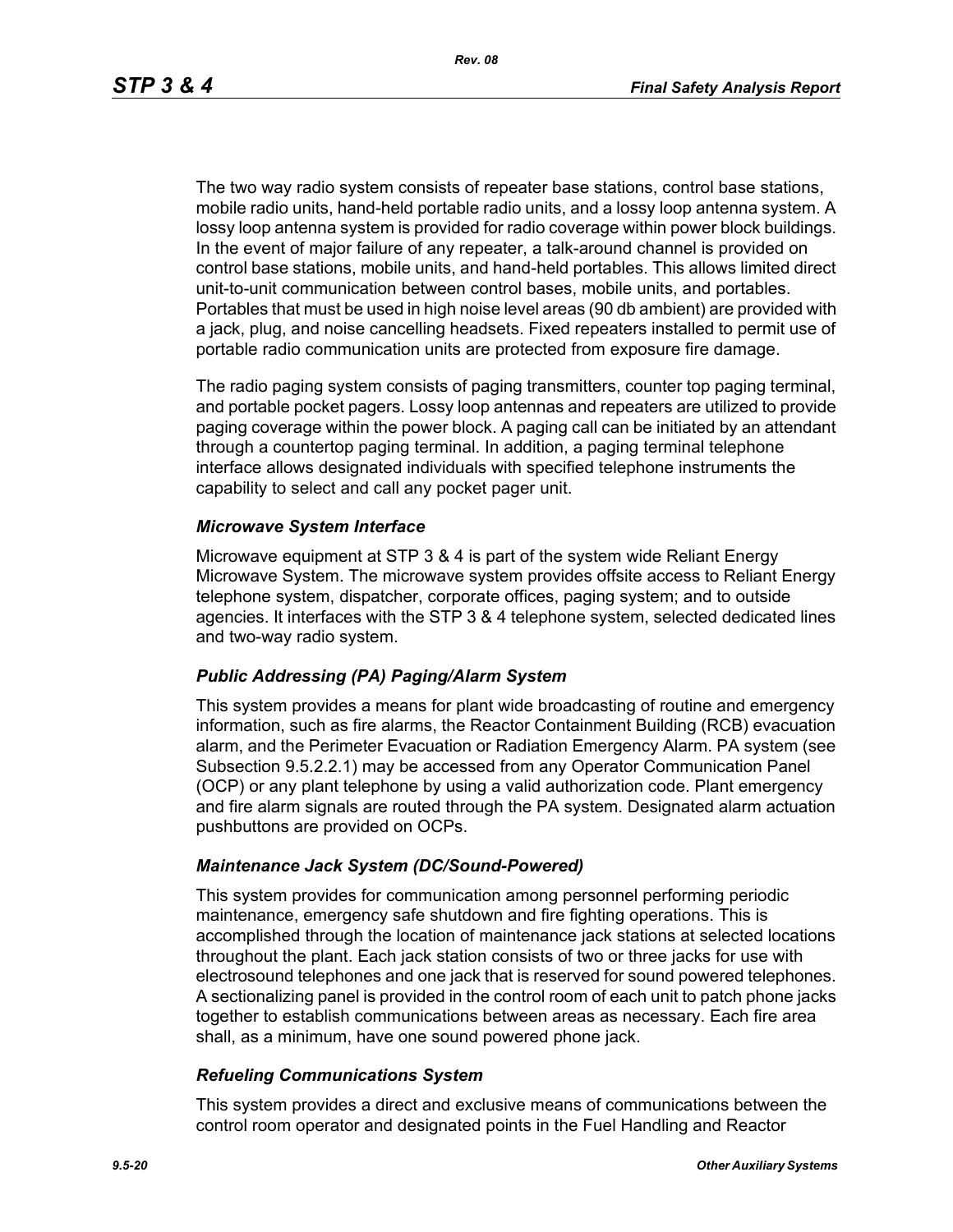The two way radio system consists of repeater base stations, control base stations, mobile radio units, hand-held portable radio units, and a lossy loop antenna system. A lossy loop antenna system is provided for radio coverage within power block buildings. In the event of major failure of any repeater, a talk-around channel is provided on control base stations, mobile units, and hand-held portables. This allows limited direct unit-to-unit communication between control bases, mobile units, and portables. Portables that must be used in high noise level areas (90 db ambient) are provided with a jack, plug, and noise cancelling headsets. Fixed repeaters installed to permit use of portable radio communication units are protected from exposure fire damage.

The radio paging system consists of paging transmitters, counter top paging terminal, and portable pocket pagers. Lossy loop antennas and repeaters are utilized to provide paging coverage within the power block. A paging call can be initiated by an attendant through a countertop paging terminal. In addition, a paging terminal telephone interface allows designated individuals with specified telephone instruments the capability to select and call any pocket pager unit.

### *Microwave System Interface*

Microwave equipment at STP 3 & 4 is part of the system wide Reliant Energy Microwave System. The microwave system provides offsite access to Reliant Energy telephone system, dispatcher, corporate offices, paging system; and to outside agencies. It interfaces with the STP 3 & 4 telephone system, selected dedicated lines and two-way radio system.

### *Public Addressing (PA) Paging/Alarm System*

This system provides a means for plant wide broadcasting of routine and emergency information, such as fire alarms, the Reactor Containment Building (RCB) evacuation alarm, and the Perimeter Evacuation or Radiation Emergency Alarm. PA system (see Subsection 9.5.2.2.1) may be accessed from any Operator Communication Panel (OCP) or any plant telephone by using a valid authorization code. Plant emergency and fire alarm signals are routed through the PA system. Designated alarm actuation pushbuttons are provided on OCPs.

### *Maintenance Jack System (DC/Sound-Powered)*

This system provides for communication among personnel performing periodic maintenance, emergency safe shutdown and fire fighting operations. This is accomplished through the location of maintenance jack stations at selected locations throughout the plant. Each jack station consists of two or three jacks for use with electrosound telephones and one jack that is reserved for sound powered telephones. A sectionalizing panel is provided in the control room of each unit to patch phone jacks together to establish communications between areas as necessary. Each fire area shall, as a minimum, have one sound powered phone jack.

### *Refueling Communications System*

This system provides a direct and exclusive means of communications between the control room operator and designated points in the Fuel Handling and Reactor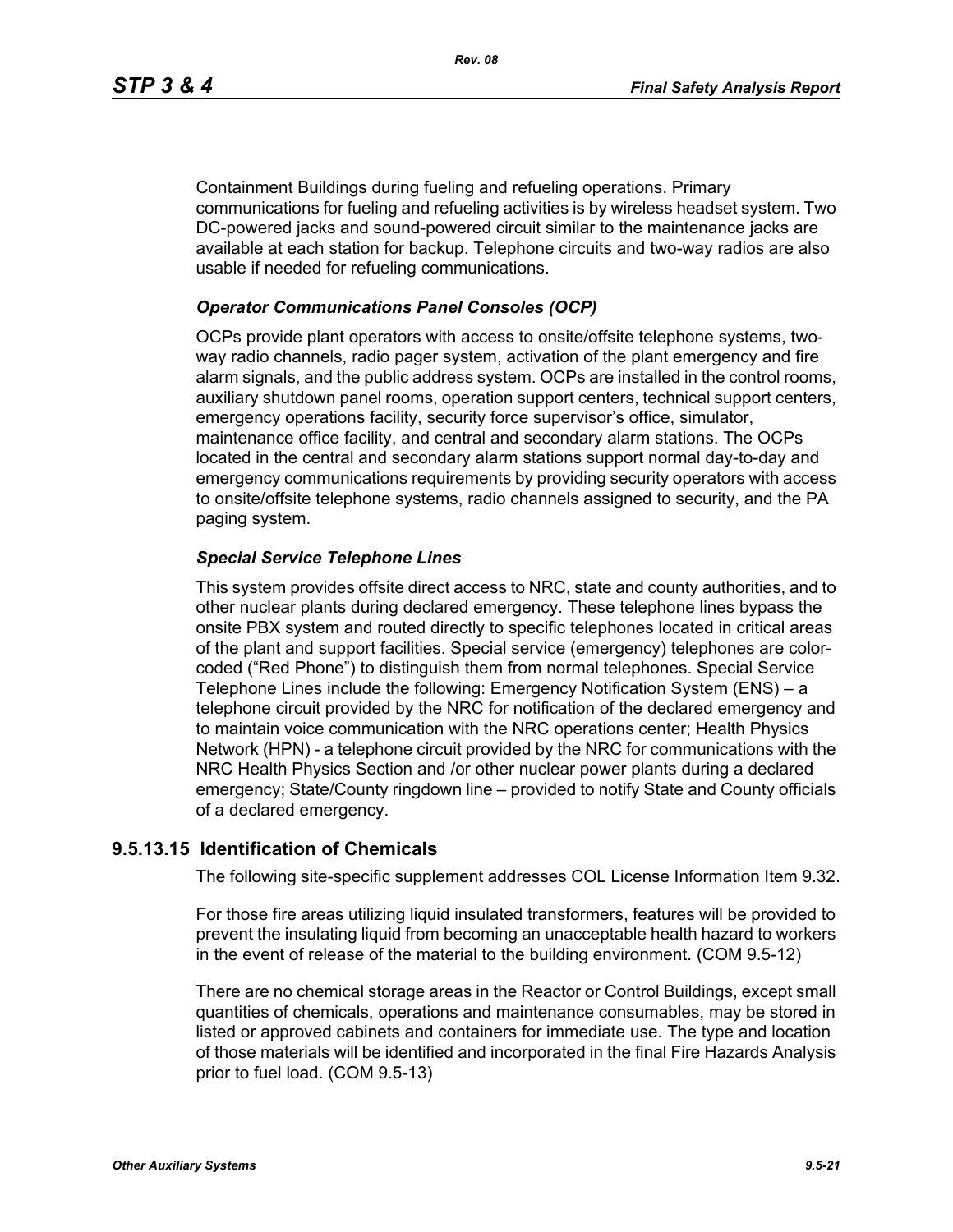Containment Buildings during fueling and refueling operations. Primary communications for fueling and refueling activities is by wireless headset system. Two DC-powered jacks and sound-powered circuit similar to the maintenance jacks are available at each station for backup. Telephone circuits and two-way radios are also usable if needed for refueling communications.

***Operator Communications Panel Consoles (OCP)***

OCPs provide plant operators with access to onsite/offsite telephone systems, two-way radio channels, radio pager system, activation of the plant emergency and fire alarm signals, and the public address system. OCPs are installed in the control rooms, auxiliary shutdown panel rooms, operation support centers, technical support centers, emergency operations facility, security force supervisor's office, simulator, maintenance office facility, and central and secondary alarm stations. The OCPs located in the central and secondary alarm stations support normal day-to-day and emergency communications requirements by providing security operators with access to onsite/offsite telephone systems, radio channels assigned to security, and the PA paging system.

***Special Service Telephone Lines***

This system provides offsite direct access to NRC, state and county authorities, and to other nuclear plants during declared emergency. These telephone lines bypass the onsite PBX system and routed directly to specific telephones located in critical areas of the plant and support facilities. Special service (emergency) telephones are color-coded ("Red Phone") to distinguish them from normal telephones. Special Service Telephone Lines include the following: Emergency Notification System (ENS) – a telephone circuit provided by the NRC for notification of the declared emergency and to maintain voice communication with the NRC operations center; Health Physics Network (HPN) - a telephone circuit provided by the NRC for communications with the NRC Health Physics Section and /or other nuclear power plants during a declared emergency; State/County ringdown line – provided to notify State and County officials of a declared emergency.

### 9.5.13.15 Identification of Chemicals

The following site-specific supplement addresses COL License Information Item 9.32.

For those fire areas utilizing liquid insulated transformers, features will be provided to prevent the insulating liquid from becoming an unacceptable health hazard to workers in the event of release of the material to the building environment. (COM 9.5-12)

There are no chemical storage areas in the Reactor or Control Buildings, except small quantities of chemicals, operations and maintenance consumables, may be stored in listed or approved cabinets and containers for immediate use. The type and location of those materials will be identified and incorporated in the final Fire Hazards Analysis prior to fuel load. (COM 9.5-13)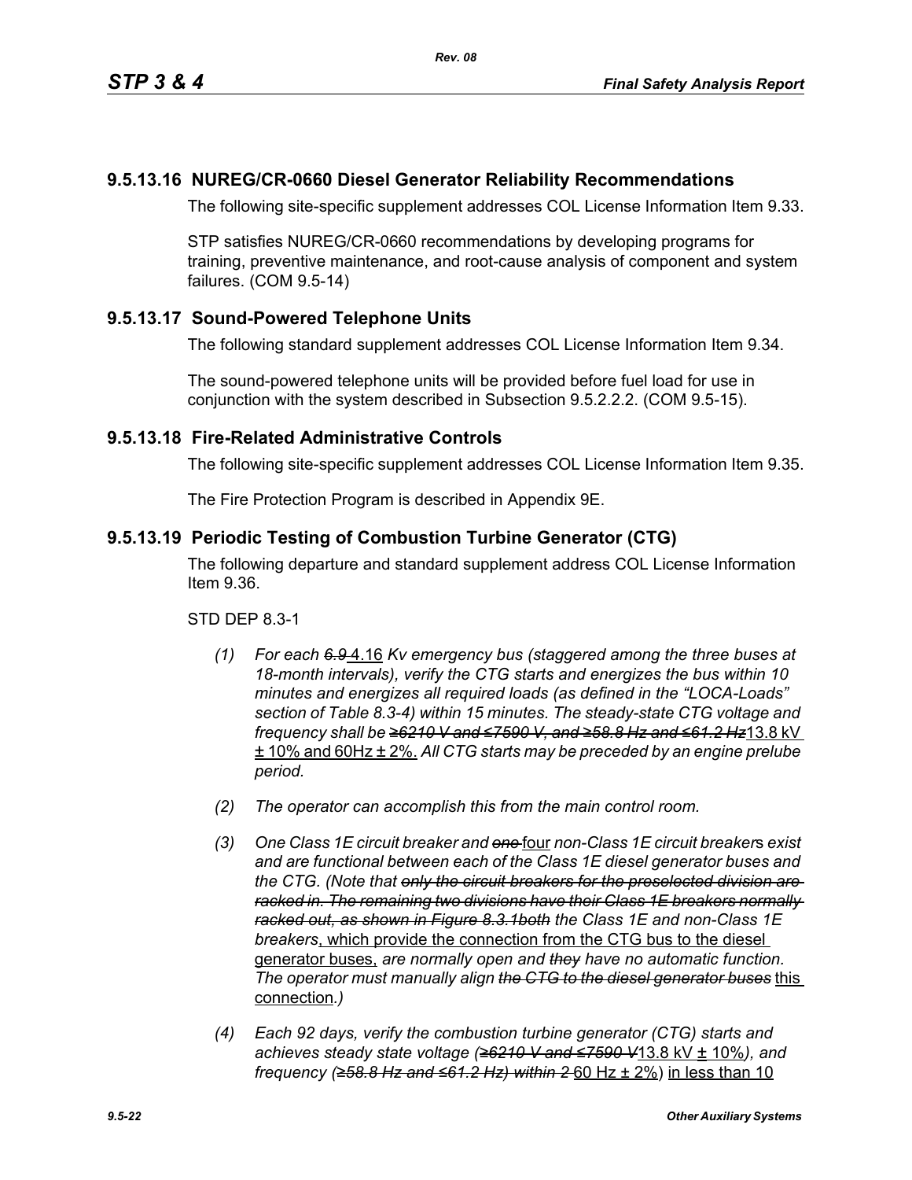### 9.5.13.16 NUREG/CR-0660 Diesel Generator Reliability Recommendations

The following site-specific supplement addresses COL License Information Item 9.33.

STP satisfies NUREG/CR-0660 recommendations by developing programs for training, preventive maintenance, and root-cause analysis of component and system failures. (COM 9.5-14)

### 9.5.13.17 Sound-Powered Telephone Units

The following standard supplement addresses COL License Information Item 9.34.

The sound-powered telephone units will be provided before fuel load for use in conjunction with the system described in Subsection 9.5.2.2.2. (COM 9.5-15).

### 9.5.13.18 Fire-Related Administrative Controls

The following site-specific supplement addresses COL License Information Item 9.35.

The Fire Protection Program is described in Appendix 9E.

### 9.5.13.19 Periodic Testing of Combustion Turbine Generator (CTG)

The following departure and standard supplement address COL License Information Item 9.36.

STD DEP 8.3-1

*(1) For each ~~6.9~~* 4.16 *Kv emergency bus (staggered among the three buses at 18-month intervals), verify the CTG starts and energizes the bus within 10 minutes and energizes all required loads (as defined in the "LOCA-Loads" section of Table 8.3-4) within 15 minutes. The steady-state CTG voltage and frequency shall be ~~≥6210 V and ≤7590 V, and ≥58.8 Hz and ≤61.2 Hz~~* 13.8 kV ± 10% and 60Hz ± 2%. *All CTG starts may be preceded by an engine prelube period.*

*(2) The operator can accomplish this from the main control room.*

*(3) One Class 1E circuit breaker and ~~one~~* four *non-Class 1E circuit breaker*s *exist and are functional between each of the Class 1E diesel generator buses and the CTG. (Note that ~~only the circuit breakers for the preselected division are racked in. The remaining two divisions have their Class 1E breakers normally racked out, as shown in Figure 8.3.1both~~ the Class 1E and non-Class 1E breakers*, which provide the connection from the CTG bus to the diesel generator buses, *are normally open and ~~they~~ have no automatic function. The operator must manually align ~~the CTG to the diesel generator buses~~* this connection*.)*

*(4) Each 92 days, verify the combustion turbine generator (CTG) starts and achieves steady state voltage (~~≥6210 V and ≤7590 V~~* 13.8 kV ± 10%*), and frequency (~~≥58.8 Hz and ≤61.2 Hz) within 2~~* 60 Hz ± 2%) in less than 10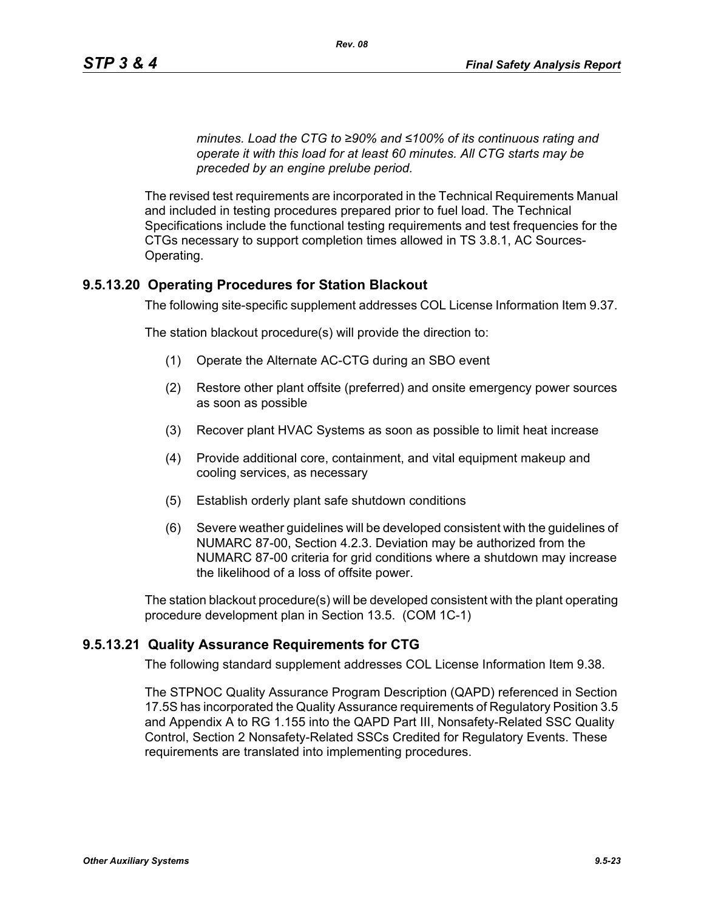*minutes. Load the CTG to ≥90% and ≤100% of its continuous rating and operate it with this load for at least 60 minutes. All CTG starts may be preceded by an engine prelube period.*

The revised test requirements are incorporated in the Technical Requirements Manual and included in testing procedures prepared prior to fuel load. The Technical Specifications include the functional testing requirements and test frequencies for the CTGs necessary to support completion times allowed in TS 3.8.1, AC Sources-Operating.

### 9.5.13.20 Operating Procedures for Station Blackout

The following site-specific supplement addresses COL License Information Item 9.37.

The station blackout procedure(s) will provide the direction to:

(1) Operate the Alternate AC-CTG during an SBO event

(2) Restore other plant offsite (preferred) and onsite emergency power sources as soon as possible

(3) Recover plant HVAC Systems as soon as possible to limit heat increase

(4) Provide additional core, containment, and vital equipment makeup and cooling services, as necessary

(5) Establish orderly plant safe shutdown conditions

(6) Severe weather guidelines will be developed consistent with the guidelines of NUMARC 87-00, Section 4.2.3. Deviation may be authorized from the NUMARC 87-00 criteria for grid conditions where a shutdown may increase the likelihood of a loss of offsite power.

The station blackout procedure(s) will be developed consistent with the plant operating procedure development plan in Section 13.5. (COM 1C-1)

### 9.5.13.21 Quality Assurance Requirements for CTG

The following standard supplement addresses COL License Information Item 9.38.

The STPNOC Quality Assurance Program Description (QAPD) referenced in Section 17.5S has incorporated the Quality Assurance requirements of Regulatory Position 3.5 and Appendix A to RG 1.155 into the QAPD Part III, Nonsafety-Related SSC Quality Control, Section 2 Nonsafety-Related SSCs Credited for Regulatory Events. These requirements are translated into implementing procedures.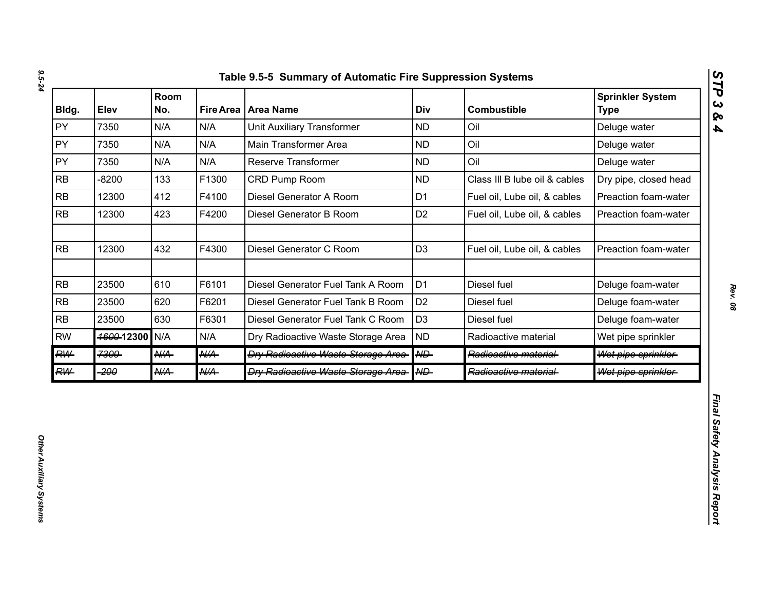## Table 9.5-5 Summary of Automatic Fire Suppression Systems

| Bldg. | Elev | Room No. | Fire Area | Area Name | Div | Combustible | Sprinkler System Type |
|---|---|---|---|---|---|---|---|
| PY | 7350 | N/A | N/A | Unit Auxiliary Transformer | ND | Oil | Deluge water |
| PY | 7350 | N/A | N/A | Main Transformer Area | ND | Oil | Deluge water |
| PY | 7350 | N/A | N/A | Reserve Transformer | ND | Oil | Deluge water |
| RB | -8200 | 133 | F1300 | CRD Pump Room | ND | Class III B lube oil & cables | Dry pipe, closed head |
| RB | 12300 | 412 | F4100 | Diesel Generator A Room | D1 | Fuel oil, Lube oil, & cables | Preaction foam-water |
| RB | 12300 | 423 | F4200 | Diesel Generator B Room | D2 | Fuel oil, Lube oil, & cables | Preaction foam-water |
| | | | | | | | |
| RB | 12300 | 432 | F4300 | Diesel Generator C Room | D3 | Fuel oil, Lube oil, & cables | Preaction foam-water |
| | | | | | | | |
| RB | 23500 | 610 | F6101 | Diesel Generator Fuel Tank A Room | D1 | Diesel fuel | Deluge foam-water |
| RB | 23500 | 620 | F6201 | Diesel Generator Fuel Tank B Room | D2 | Diesel fuel | Deluge foam-water |
| RB | 23500 | 630 | F6301 | Diesel Generator Fuel Tank C Room | D3 | Diesel fuel | Deluge foam-water |
| RW | ~~1600~~ **12300** | N/A | N/A | Dry Radioactive Waste Storage Area | ND | Radioactive material | Wet pipe sprinkler |
| ~~RW~~ | ~~7300~~ | ~~N/A~~ | ~~N/A~~ | ~~Dry Radioactive Waste Storage Area~~ | ~~ND~~ | ~~Radioactive material~~ | ~~Wet pipe sprinkler~~ |
| ~~RW~~ | ~~-200~~ | ~~N/A~~ | ~~N/A~~ | ~~Dry Radioactive Waste Storage Area~~ | ~~ND~~ | ~~Radioactive material~~ | ~~Wet pipe sprinkler~~ |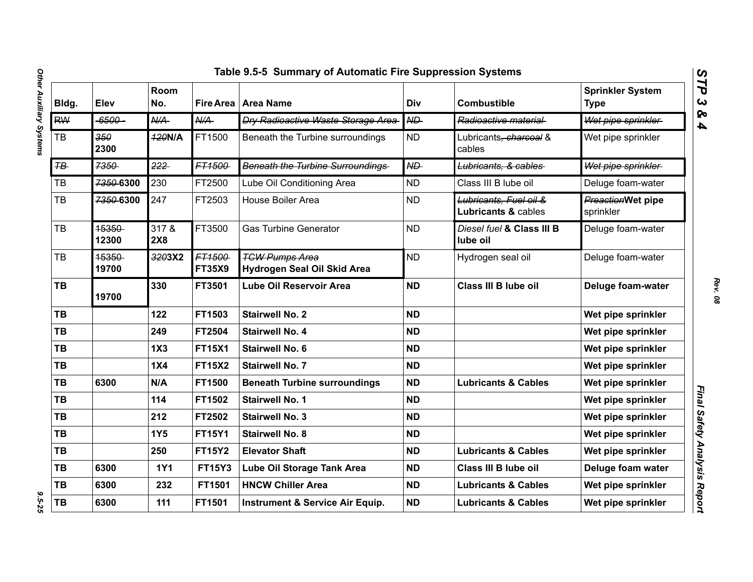# Table 9.5-5 Summary of Automatic Fire Suppression Systems

| Bldg. | Elev | Room No. | Fire Area | Area Name | Div | Combustible | Sprinkler System Type |
|---|---|---|---|---|---|---|---|
| ~~RW~~ | ~~-6500~~ | ~~N/A~~ | ~~N/A~~ | ~~Dry Radioactive Waste Storage Area~~ | ~~ND~~ | ~~Radioactive material~~ | ~~Wet pipe sprinkler~~ |
| TB | ~~350~~ **2300** | ~~120~~**N/A** | FT1500 | Beneath the Turbine surroundings | ND | Lubricants~~, charcoal~~ & cables | Wet pipe sprinkler |
| ~~TB~~ | ~~7350~~ | ~~222~~ | ~~FT1500~~ | ~~Beneath the Turbine Surroundings~~ | ~~ND~~ | ~~Lubricants, & cables~~ | ~~Wet pipe sprinkler~~ |
| TB | ~~7350~~ **6300** | 230 | FT2500 | Lube Oil Conditioning Area | ND | Class III B lube oil | Deluge foam-water |
| TB | ~~7350~~ **6300** | 247 | FT2503 | House Boiler Area | ND | ~~Lubricants, Fuel oil &~~ **Lubricants &** cables | ~~Preaction~~**Wet pipe** sprinkler |
| TB | ~~15350~~ **12300** | 317 & **2X8** | FT3500 | Gas Turbine Generator | ND | *Diesel fuel* **& Class III B lube oil** | Deluge foam-water |
| TB | ~~15350~~ **19700** | ~~320~~**3X2** | ~~FT1500~~ **FT35X9** | ~~TCW Pumps Area~~ **Hydrogen Seal Oil Skid Area** | ND | Hydrogen seal oil | Deluge foam-water |
| **TB** | **19700** | **330** | **FT3501** | **Lube Oil Reservoir Area** | **ND** | **Class III B lube oil** | **Deluge foam-water** |
| **TB** | | **122** | **FT1503** | **Stairwell No. 2** | **ND** | | **Wet pipe sprinkler** |
| **TB** | | **249** | **FT2504** | **Stairwell No. 4** | **ND** | | **Wet pipe sprinkler** |
| **TB** | | **1X3** | **FT15X1** | **Stairwell No. 6** | **ND** | | **Wet pipe sprinkler** |
| **TB** | | **1X4** | **FT15X2** | **Stairwell No. 7** | **ND** | | **Wet pipe sprinkler** |
| **TB** | **6300** | **N/A** | **FT1500** | **Beneath Turbine surroundings** | **ND** | **Lubricants & Cables** | **Wet pipe sprinkler** |
| **TB** | | **114** | **FT1502** | **Stairwell No. 1** | **ND** | | **Wet pipe sprinkler** |
| **TB** | | **212** | **FT2502** | **Stairwell No. 3** | **ND** | | **Wet pipe sprinkler** |
| **TB** | | **1Y5** | **FT15Y1** | **Stairwell No. 8** | **ND** | | **Wet pipe sprinkler** |
| **TB** | | **250** | **FT15Y2** | **Elevator Shaft** | **ND** | **Lubricants & Cables** | **Wet pipe sprinkler** |
| **TB** | **6300** | **1Y1** | **FT15Y3** | **Lube Oil Storage Tank Area** | **ND** | **Class III B lube oil** | **Deluge foam water** |
| **TB** | **6300** | **232** | **FT1501** | **HNCW Chiller Area** | **ND** | **Lubricants & Cables** | **Wet pipe sprinkler** |
| **TB** | **6300** | **111** | **FT1501** | **Instrument & Service Air Equip.** | **ND** | **Lubricants & Cables** | **Wet pipe sprinkler** |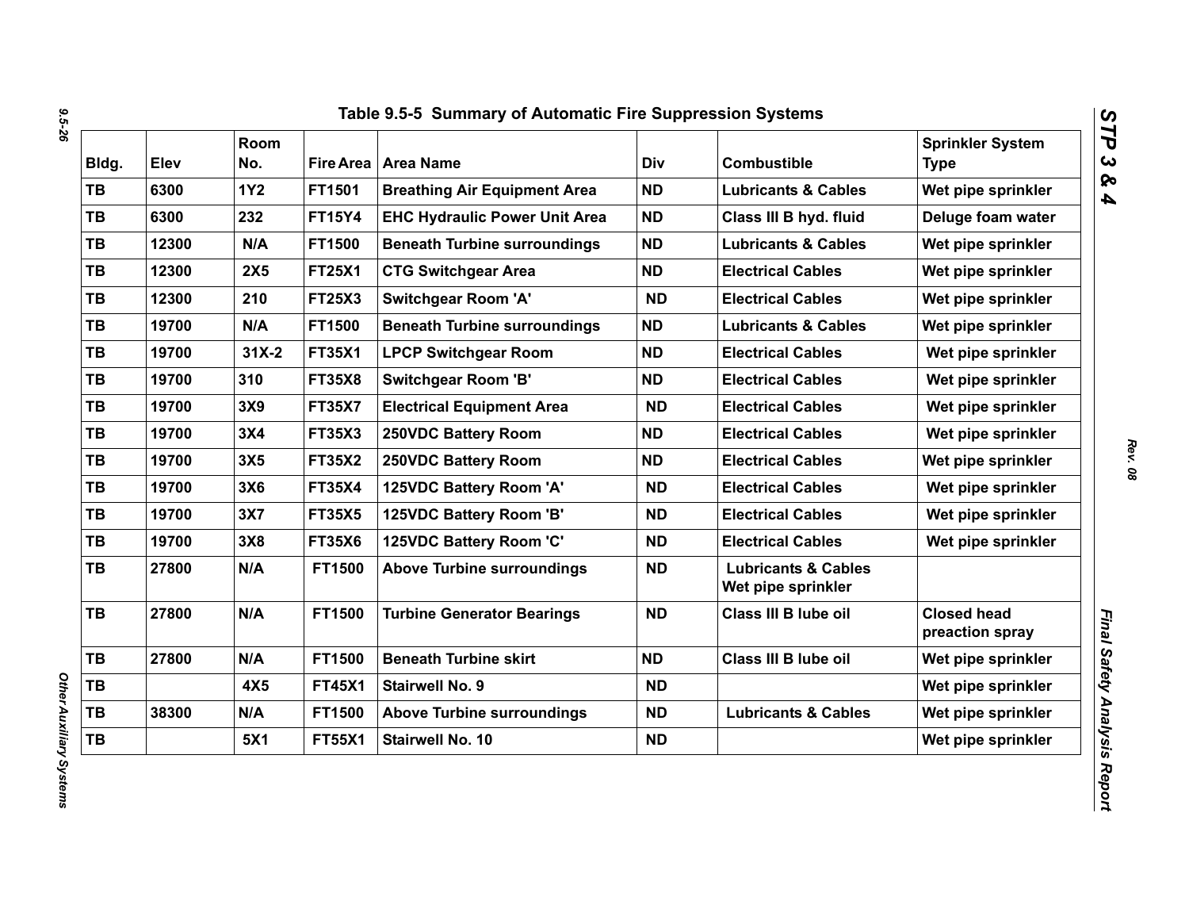## Table 9.5-5 Summary of Automatic Fire Suppression Systems

| Bldg. | Elev | Room No. | Fire Area | Area Name | Div | Combustible | Sprinkler System Type |
|---|---|---|---|---|---|---|---|
| TB | 6300 | 1Y2 | FT1501 | Breathing Air Equipment Area | ND | Lubricants & Cables | Wet pipe sprinkler |
| TB | 6300 | 232 | FT15Y4 | EHC Hydraulic Power Unit Area | ND | Class III B hyd. fluid | Deluge foam water |
| TB | 12300 | N/A | FT1500 | Beneath Turbine surroundings | ND | Lubricants & Cables | Wet pipe sprinkler |
| TB | 12300 | 2X5 | FT25X1 | CTG Switchgear Area | ND | Electrical Cables | Wet pipe sprinkler |
| TB | 12300 | 210 | FT25X3 | Switchgear Room 'A' | ND | Electrical Cables | Wet pipe sprinkler |
| TB | 19700 | N/A | FT1500 | Beneath Turbine surroundings | ND | Lubricants & Cables | Wet pipe sprinkler |
| TB | 19700 | 31X-2 | FT35X1 | LPCP Switchgear Room | ND | Electrical Cables | Wet pipe sprinkler |
| TB | 19700 | 310 | FT35X8 | Switchgear Room 'B' | ND | Electrical Cables | Wet pipe sprinkler |
| TB | 19700 | 3X9 | FT35X7 | Electrical Equipment Area | ND | Electrical Cables | Wet pipe sprinkler |
| TB | 19700 | 3X4 | FT35X3 | 250VDC Battery Room | ND | Electrical Cables | Wet pipe sprinkler |
| TB | 19700 | 3X5 | FT35X2 | 250VDC Battery Room | ND | Electrical Cables | Wet pipe sprinkler |
| TB | 19700 | 3X6 | FT35X4 | 125VDC Battery Room 'A' | ND | Electrical Cables | Wet pipe sprinkler |
| TB | 19700 | 3X7 | FT35X5 | 125VDC Battery Room 'B' | ND | Electrical Cables | Wet pipe sprinkler |
| TB | 19700 | 3X8 | FT35X6 | 125VDC Battery Room 'C' | ND | Electrical Cables | Wet pipe sprinkler |
| TB | 27800 | N/A | FT1500 | Above Turbine surroundings | ND | Lubricants & Cables Wet pipe sprinkler | |
| TB | 27800 | N/A | FT1500 | Turbine Generator Bearings | ND | Class III B lube oil | Closed head preaction spray |
| TB | 27800 | N/A | FT1500 | Beneath Turbine skirt | ND | Class III B lube oil | Wet pipe sprinkler |
| TB | | 4X5 | FT45X1 | Stairwell No. 9 | ND | | Wet pipe sprinkler |
| TB | 38300 | N/A | FT1500 | Above Turbine surroundings | ND | Lubricants & Cables | Wet pipe sprinkler |
| TB | | 5X1 | FT55X1 | Stairwell No. 10 | ND | | Wet pipe sprinkler |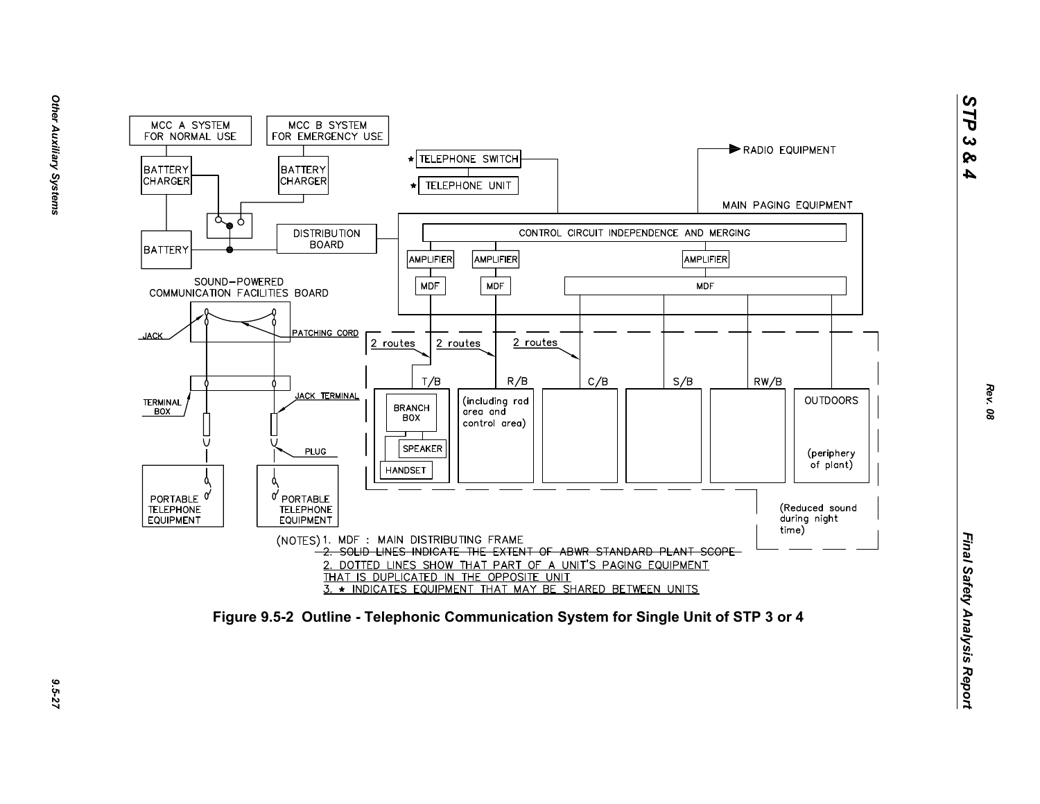(NOTES) 1. MDF : MAIN DISTRIBUTING FRAME

~~2. SOLID LINES INDICATE THE EXTENT OF ABWR STANDARD PLANT SCOPE~~

2. DOTTED LINES SHOW THAT PART OF A UNIT'S PAGING EQUIPMENT THAT IS DUPLICATED IN THE OPPOSITE UNIT

3. ★ INDICATES EQUIPMENT THAT MAY BE SHARED BETWEEN UNITS

**Figure 9.5-2 Outline - Telephonic Communication System for Single Unit of STP 3 or 4**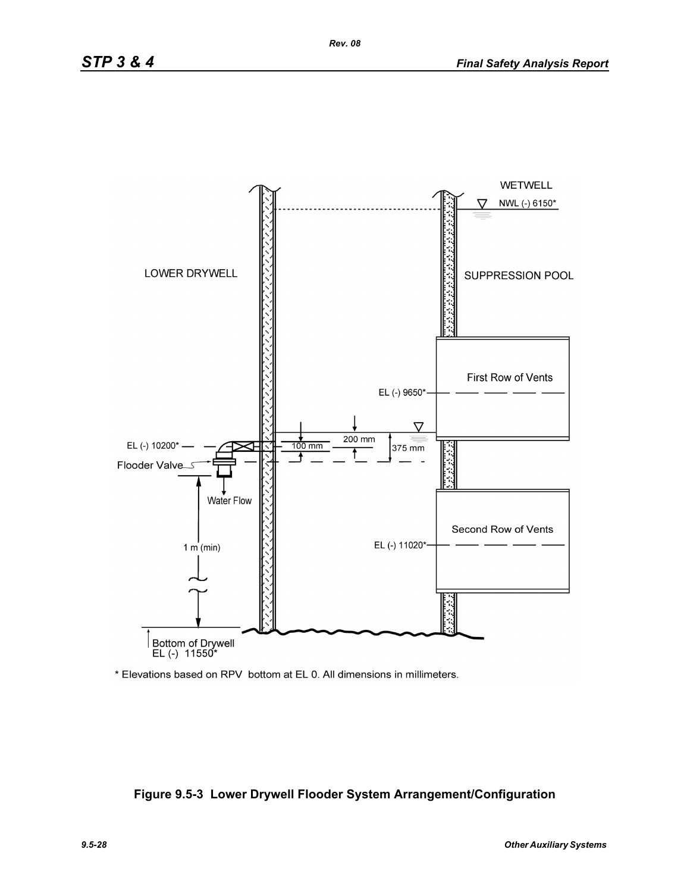WETWELL

NWL (-) 6150*

LOWER DRYWELL

SUPPRESSION POOL

First Row of Vents

EL (-) 9650*

200 mm

100 mm

375 mm

EL (-) 10200*

Flooder Valve

Water Flow

Second Row of Vents

EL (-) 11020*

1 m (min)

Bottom of Drywell
EL (-) 11550*

* Elevations based on RPV bottom at EL 0. All dimensions in millimeters.

**Figure 9.5-3 Lower Drywell Flooder System Arrangement/Configuration**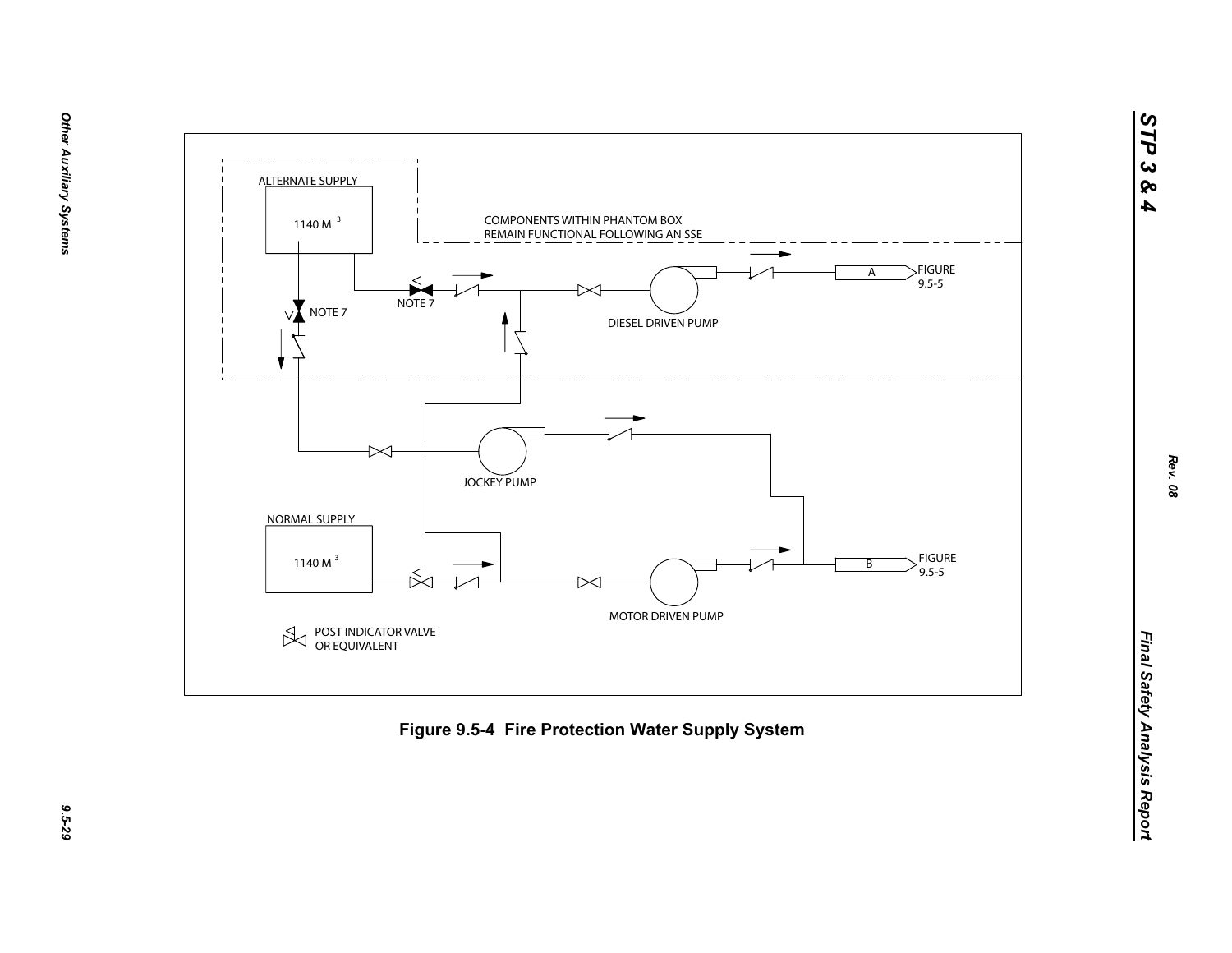ALTERNATE SUPPLY

1140 M $^3$

COMPONENTS WITHIN PHANTOM BOX
REMAIN FUNCTIONAL FOLLOWING AN SSE

NOTE 7

NOTE 7

A

FIGURE
9.5-5

DIESEL DRIVEN PUMP

JOCKEY PUMP

NORMAL SUPPLY

1140 M $^3$

B

FIGURE
9.5-5

MOTOR DRIVEN PUMP

POST INDICATOR VALVE
OR EQUIVALENT

**Figure 9.5-4 Fire Protection Water Supply System**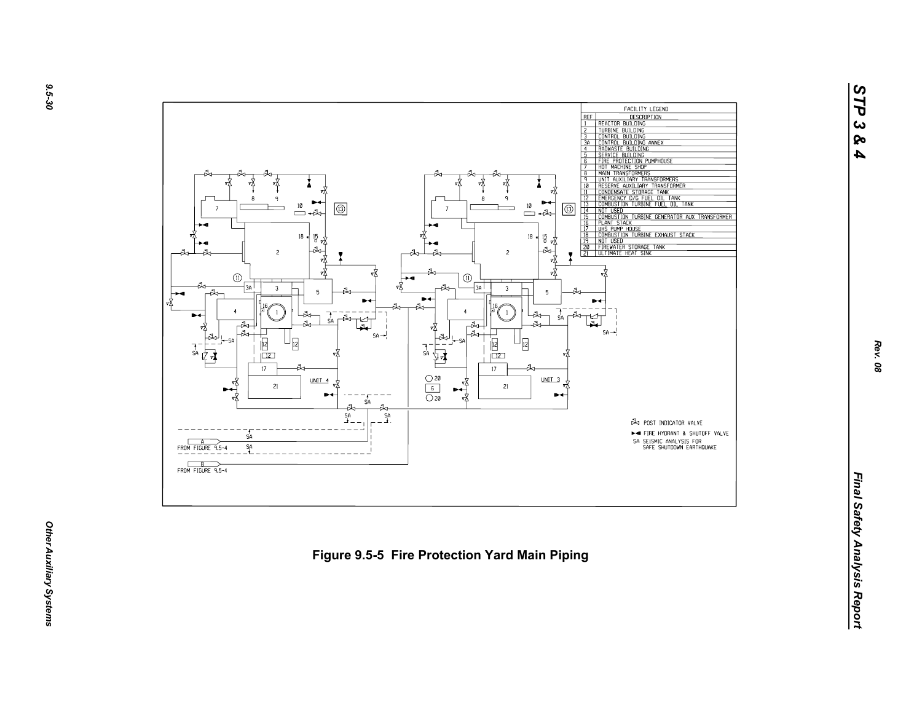| FACILITY LEGEND | |
| --- | --- |
| REF | DESCRIPTION |
| 1 | REACTOR BUILDING |
| 2 | TURBINE BUILDING |
| 3 | CONTROL BUILDING |
| 3A | CONTROL BUILDING ANNEX |
| 4 | RADWASTE BUILDING |
| 5 | SERVICE BUILDING |
| 6 | FIRE PROTECTION PUMPHOUSE |
| 7 | HOT MACHINE SHOP |
| 8 | MAIN TRANSFORMERS |
| 9 | UNIT AUXILIARY TRANSFORMERS |
| 10 | RESERVE AUXILIARY TRANSFORMER |
| 11 | CONDENSATE STORAGE TANK |
| 12 | EMERGENCY D/G FUEL OIL TANK |
| 13 | COMBUSTION TURBINE FUEL OIL TANK |
| 14 | NOT USED |
| 15 | COMBUSTION TURBINE GENERATOR AUX TRANSFORMER |
| 16 | PLANT STACK |
| 17 | UHS PUMP HOUSE |
| 18 | COMBUSTION TURBINE EXHAUST STACK |
| 19 | NOT USED |
| 20 | FIREWATER STORAGE TANK |
| 21 | ULTIMATE HEAT SINK |

POST INDICATOR VALVE

FIRE HYDRANT & SHUTOFF VALVE

SA SEISMIC ANALYSIS FOR SAFE SHUTDOWN EARTHQUAKE

UNIT 4

UNIT 3

A FROM FIGURE 9.5-4

B FROM FIGURE 9.5-4

Figure 9.5-5 Fire Protection Yard Main Piping